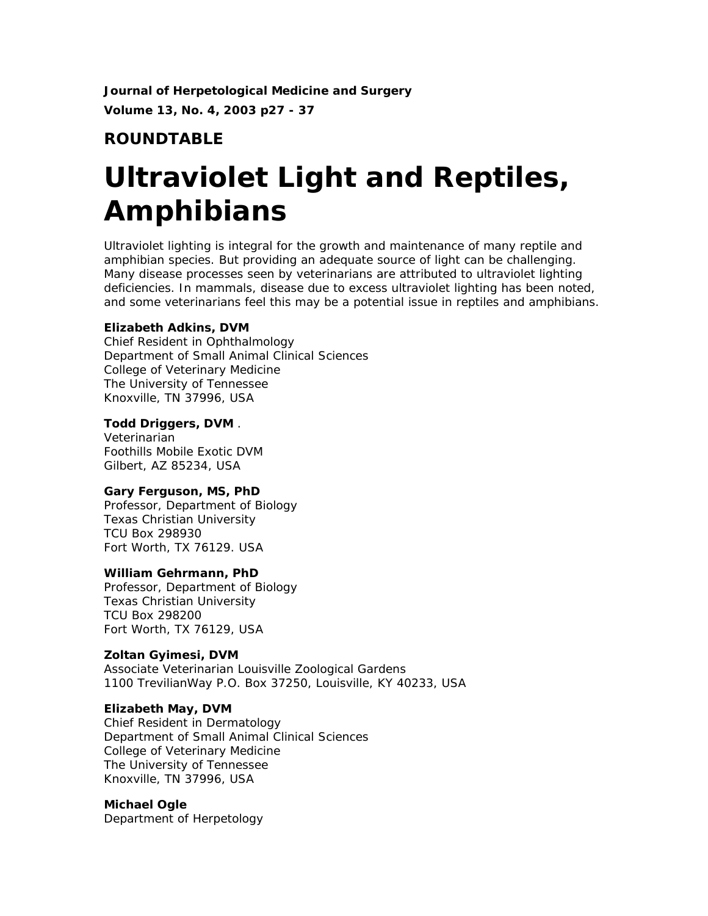**Journal of Herpetological Medicine and Surgery**

**Volume 13, No. 4, 2003 p27 - 37**

## ROUNDTABLE

# Ultraviolet Light and Reptiles, Amphibians

Ultraviolet lighting is integral for the growth and maintenance of many reptile and amphibian species. But providing an adequate source of light can be challenging. Many disease processes seen by veterinarians are attributed to ultraviolet lighting deficiencies. In mammals, disease due to excess ultraviolet lighting has been noted, and some veterinarians feel this may be a potential issue in reptiles and amphibians.

**Elizabeth Adkins, DVM**
Chief Resident in Ophthalmology
Department of Small Animal Clinical Sciences
College of Veterinary Medicine
The University of Tennessee
Knoxville, TN 37996, USA

**Todd Driggers, DVM** .
Veterinarian
Foothills Mobile Exotic DVM
Gilbert, AZ 85234, USA

**Gary Ferguson, MS, PhD**
Professor, Department of Biology
Texas Christian University
TCU Box 298930
Fort Worth, TX 76129. USA

**William Gehrmann, PhD**
Professor, Department of Biology
Texas Christian University
TCU Box 298200
Fort Worth, TX 76129, USA

**Zoltan Gyimesi, DVM**
Associate Veterinarian Louisville Zoological Gardens
1100 TrevilianWay P.O. Box 37250, Louisville, KY 40233, USA

**Elizabeth May, DVM**
Chief Resident in Dermatology
Department of Small Animal Clinical Sciences
College of Veterinary Medicine
The University of Tennessee
Knoxville, TN 37996, USA

**Michael Ogle**
Department of Herpetology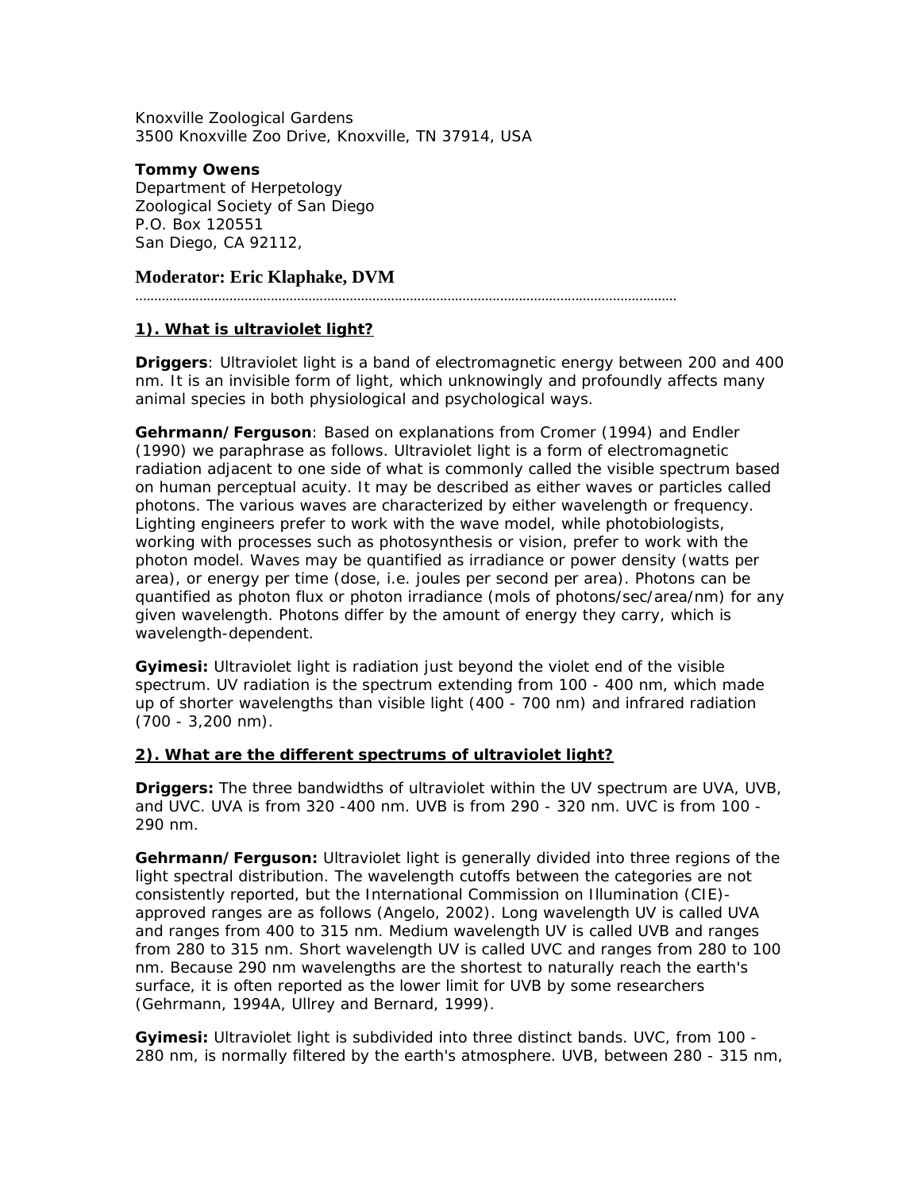Knoxville Zoological Gardens
3500 Knoxville Zoo Drive, Knoxville, TN 37914, USA

**Tommy Owens**
Department of Herpetology
Zoological Society of San Diego
P.O. Box 120551
San Diego, CA 92112,

**Moderator: Eric Klaphake, DVM**

---

**1). What is ultraviolet light?**

**Driggers**: Ultraviolet light is a band of electromagnetic energy between 200 and 400 nm. It is an invisible form of light, which unknowingly and profoundly affects many animal species in both physiological and psychological ways.

**Gehrmann/Ferguson**: Based on explanations from Cromer (1994) and Endler (1990) we paraphrase as follows. Ultraviolet light is a form of electromagnetic radiation adjacent to one side of what is commonly called the visible spectrum based on human perceptual acuity. It may be described as either waves or particles called photons. The various waves are characterized by either wavelength or frequency. Lighting engineers prefer to work with the wave model, while photobiologists, working with processes such as photosynthesis or vision, prefer to work with the photon model. Waves may be quantified as irradiance or power density (watts per area), or energy per time (dose, i.e. joules per second per area). Photons can be quantified as photon flux or photon irradiance (mols of photons/sec/area/nm) for any given wavelength. Photons differ by the amount of energy they carry, which is wavelength-dependent.

**Gyimesi:** Ultraviolet light is radiation just beyond the violet end of the visible spectrum. UV radiation is the spectrum extending from 100 - 400 nm, which made up of shorter wavelengths than visible light (400 - 700 nm) and infrared radiation (700 - 3,200 nm).

**2). What are the different spectrums of ultraviolet light?**

**Driggers:** The three bandwidths of ultraviolet within the UV spectrum are UVA, UVB, and UVC. UVA is from 320 -400 nm. UVB is from 290 - 320 nm. UVC is from 100 - 290 nm.

**Gehrmann/Ferguson:** Ultraviolet light is generally divided into three regions of the light spectral distribution. The wavelength cutoffs between the categories are not consistently reported, but the International Commission on Illumination (CIE)-approved ranges are as follows (Angelo, 2002). Long wavelength UV is called UVA and ranges from 400 to 315 nm. Medium wavelength UV is called UVB and ranges from 280 to 315 nm. Short wavelength UV is called UVC and ranges from 280 to 100 nm. Because 290 nm wavelengths are the shortest to naturally reach the earth's surface, it is often reported as the lower limit for UVB by some researchers (Gehrmann, 1994A, Ullrey and Bernard, 1999).

**Gyimesi:** Ultraviolet light is subdivided into three distinct bands. UVC, from 100 - 280 nm, is normally filtered by the earth's atmosphere. UVB, between 280 - 315 nm,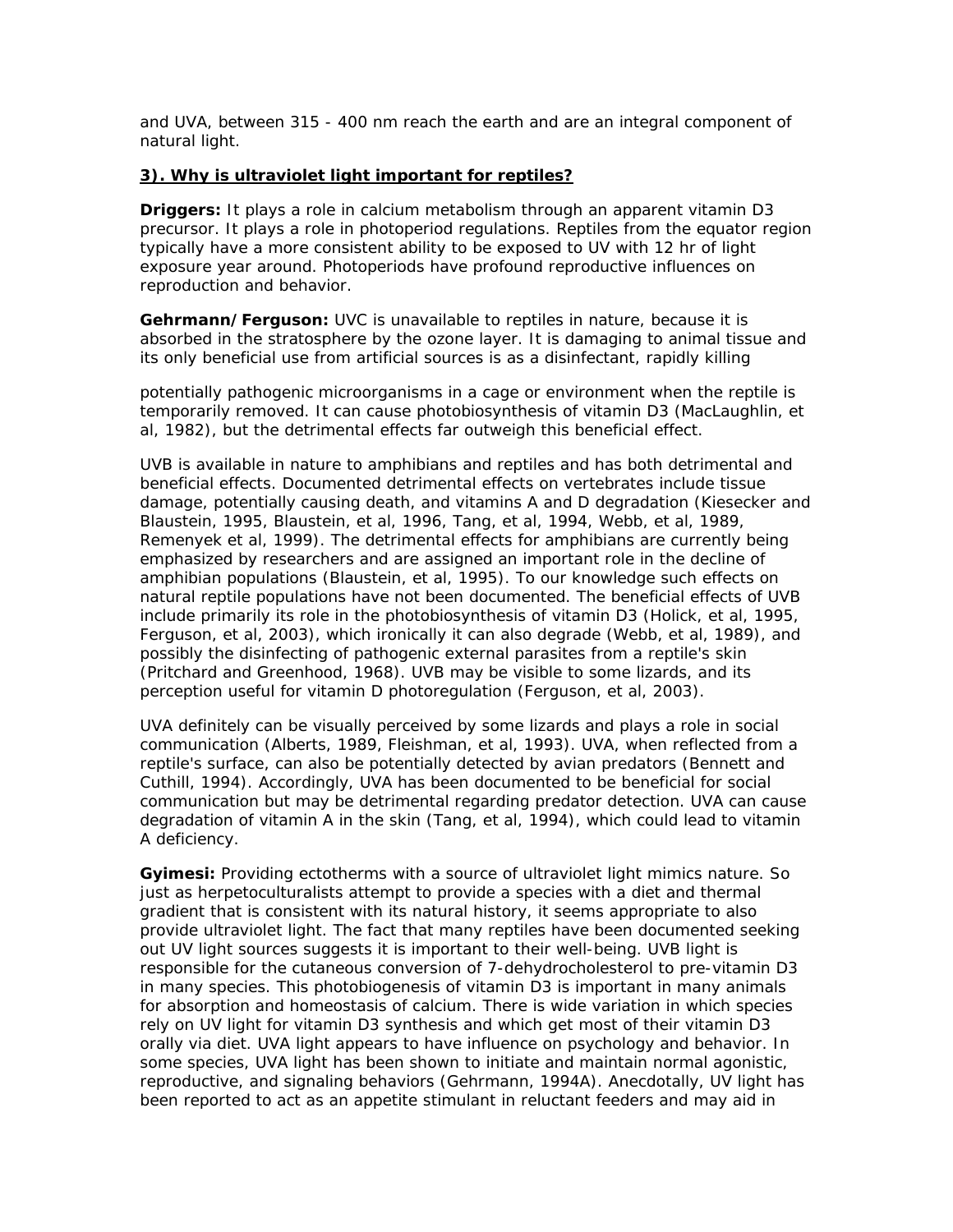and UVA, between 315 - 400 nm reach the earth and are an integral component of natural light.

### 3). Why is ultraviolet light important for reptiles?

**Driggers:** It plays a role in calcium metabolism through an apparent vitamin D3 precursor. It plays a role in photoperiod regulations. Reptiles from the equator region typically have a more consistent ability to be exposed to UV with 12 hr of light exposure year around. Photoperiods have profound reproductive influences on reproduction and behavior.

**Gehrmann/Ferguson:** UVC is unavailable to reptiles in nature, because it is absorbed in the stratosphere by the ozone layer. It is damaging to animal tissue and its only beneficial use from artificial sources is as a disinfectant, rapidly killing potentially pathogenic microorganisms in a cage or environment when the reptile is temporarily removed. It can cause photobiosynthesis of vitamin D3 (MacLaughlin, et al, 1982), but the detrimental effects far outweigh this beneficial effect.

UVB is available in nature to amphibians and reptiles and has both detrimental and beneficial effects. Documented detrimental effects on vertebrates include tissue damage, potentially causing death, and vitamins A and D degradation (Kiesecker and Blaustein, 1995, Blaustein, et al, 1996, Tang, et al, 1994, Webb, et al, 1989, Remenyek et al, 1999). The detrimental effects for amphibians are currently being emphasized by researchers and are assigned an important role in the decline of amphibian populations (Blaustein, et al, 1995). To our knowledge such effects on natural reptile populations have not been documented. The beneficial effects of UVB include primarily its role in the photobiosynthesis of vitamin D3 (Holick, et al, 1995, Ferguson, et al, 2003), which ironically it can also degrade (Webb, et al, 1989), and possibly the disinfecting of pathogenic external parasites from a reptile's skin (Pritchard and Greenhood, 1968). UVB may be visible to some lizards, and its perception useful for vitamin D photoregulation (Ferguson, et al, 2003).

UVA definitely can be visually perceived by some lizards and plays a role in social communication (Alberts, 1989, Fleishman, et al, 1993). UVA, when reflected from a reptile's surface, can also be potentially detected by avian predators (Bennett and Cuthill, 1994). Accordingly, UVA has been documented to be beneficial for social communication but may be detrimental regarding predator detection. UVA can cause degradation of vitamin A in the skin (Tang, et al, 1994), which could lead to vitamin A deficiency.

**Gyimesi:** Providing ectotherms with a source of ultraviolet light mimics nature. So just as herpetoculturalists attempt to provide a species with a diet and thermal gradient that is consistent with its natural history, it seems appropriate to also provide ultraviolet light. The fact that many reptiles have been documented seeking out UV light sources suggests it is important to their well-being. UVB light is responsible for the cutaneous conversion of 7-dehydrocholesterol to pre-vitamin D3 in many species. This photobiogenesis of vitamin D3 is important in many animals for absorption and homeostasis of calcium. There is wide variation in which species rely on UV light for vitamin D3 synthesis and which get most of their vitamin D3 orally via diet. UVA light appears to have influence on psychology and behavior. In some species, UVA light has been shown to initiate and maintain normal agonistic, reproductive, and signaling behaviors (Gehrmann, 1994A). Anecdotally, UV light has been reported to act as an appetite stimulant in reluctant feeders and may aid in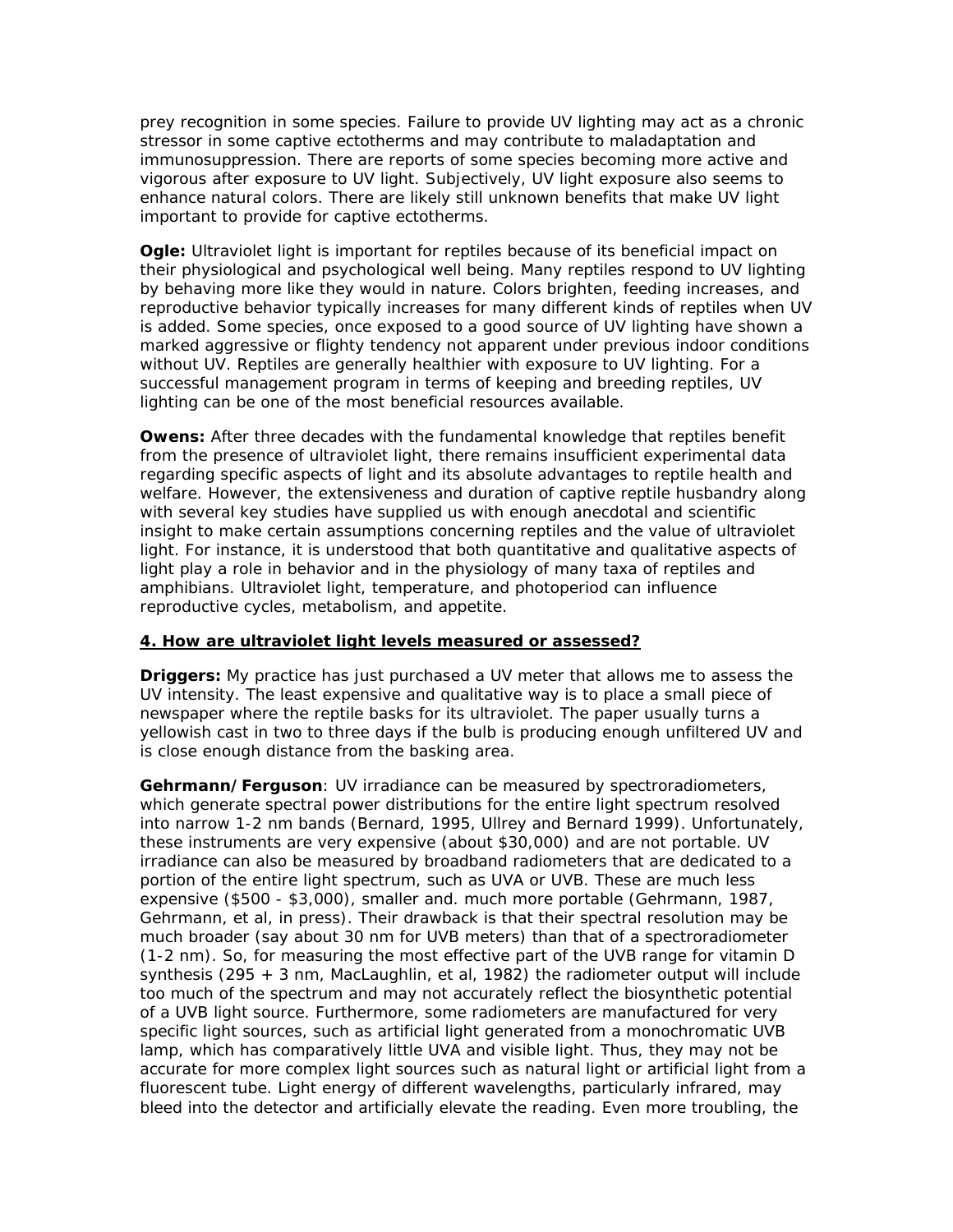prey recognition in some species. Failure to provide UV lighting may act as a chronic stressor in some captive ectotherms and may contribute to maladaptation and immunosuppression. There are reports of some species becoming more active and vigorous after exposure to UV light. Subjectively, UV light exposure also seems to enhance natural colors. There are likely still unknown benefits that make UV light important to provide for captive ectotherms.

**Ogle:** Ultraviolet light is important for reptiles because of its beneficial impact on their physiological and psychological well being. Many reptiles respond to UV lighting by behaving more like they would in nature. Colors brighten, feeding increases, and reproductive behavior typically increases for many different kinds of reptiles when UV is added. Some species, once exposed to a good source of UV lighting have shown a marked aggressive or flighty tendency not apparent under previous indoor conditions without UV. Reptiles are generally healthier with exposure to UV lighting. For a successful management program in terms of keeping and breeding reptiles, UV lighting can be one of the most beneficial resources available.

**Owens:** After three decades with the fundamental knowledge that reptiles benefit from the presence of ultraviolet light, there remains insufficient experimental data regarding specific aspects of light and its absolute advantages to reptile health and welfare. However, the extensiveness and duration of captive reptile husbandry along with several key studies have supplied us with enough anecdotal and scientific insight to make certain assumptions concerning reptiles and the value of ultraviolet light. For instance, it is understood that both quantitative and qualitative aspects of light play a role in behavior and in the physiology of many taxa of reptiles and amphibians. Ultraviolet light, temperature, and photoperiod can influence reproductive cycles, metabolism, and appetite.

**4. How are ultraviolet light levels measured or assessed?**

**Driggers:** My practice has just purchased a UV meter that allows me to assess the UV intensity. The least expensive and qualitative way is to place a small piece of newspaper where the reptile basks for its ultraviolet. The paper usually turns a yellowish cast in two to three days if the bulb is producing enough unfiltered UV and is close enough distance from the basking area.

**Gehrmann/Ferguson**: UV irradiance can be measured by spectroradiometers, which generate spectral power distributions for the entire light spectrum resolved into narrow 1-2 nm bands (Bernard, 1995, Ullrey and Bernard 1999). Unfortunately, these instruments are very expensive (about $30,000) and are not portable. UV irradiance can also be measured by broadband radiometers that are dedicated to a portion of the entire light spectrum, such as UVA or UVB. These are much less expensive ($500 - $3,000), smaller and. much more portable (Gehrmann, 1987, Gehrmann, et al, in press). Their drawback is that their spectral resolution may be much broader (say about 30 nm for UVB meters) than that of a spectroradiometer (1-2 nm). So, for measuring the most effective part of the UVB range for vitamin D synthesis (295 + 3 nm, MacLaughlin, et al, 1982) the radiometer output will include too much of the spectrum and may not accurately reflect the biosynthetic potential of a UVB light source. Furthermore, some radiometers are manufactured for very specific light sources, such as artificial light generated from a monochromatic UVB lamp, which has comparatively little UVA and visible light. Thus, they may not be accurate for more complex light sources such as natural light or artificial light from a fluorescent tube. Light energy of different wavelengths, particularly infrared, may bleed into the detector and artificially elevate the reading. Even more troubling, the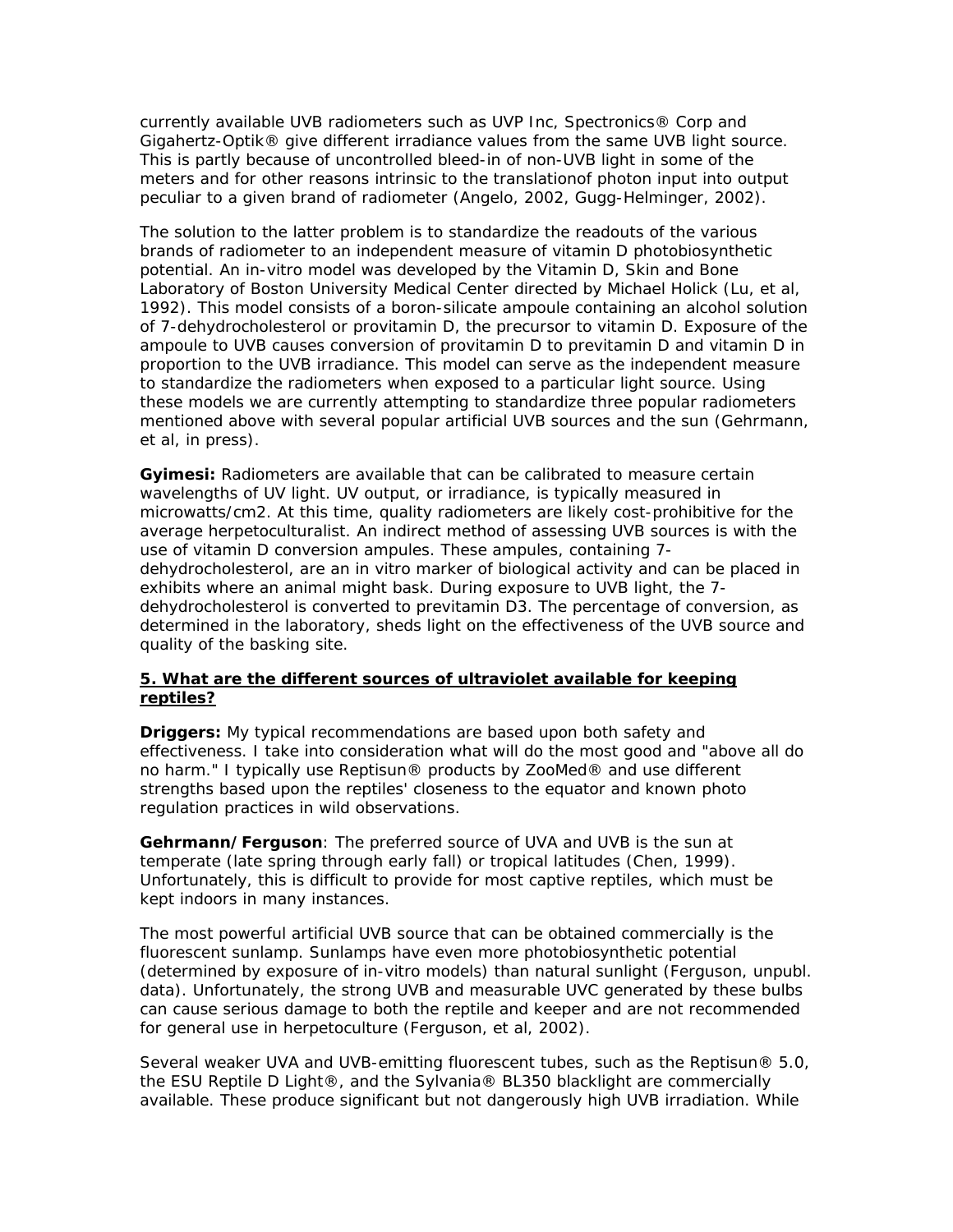currently available UVB radiometers such as UVP Inc, Spectronics® Corp and Gigahertz-Optik® give different irradiance values from the same UVB light source. This is partly because of uncontrolled bleed-in of non-UVB light in some of the meters and for other reasons intrinsic to the translationof photon input into output peculiar to a given brand of radiometer (Angelo, 2002, Gugg-Helminger, 2002).

The solution to the latter problem is to standardize the readouts of the various brands of radiometer to an independent measure of vitamin D photobiosynthetic potential. An in-vitro model was developed by the Vitamin D, Skin and Bone Laboratory of Boston University Medical Center directed by Michael Holick (Lu, et al, 1992). This model consists of a boron-silicate ampoule containing an alcohol solution of 7-dehydrocholesterol or provitamin D, the precursor to vitamin D. Exposure of the ampoule to UVB causes conversion of provitamin D to previtamin D and vitamin D in proportion to the UVB irradiance. This model can serve as the independent measure to standardize the radiometers when exposed to a particular light source. Using these models we are currently attempting to standardize three popular radiometers mentioned above with several popular artificial UVB sources and the sun (Gehrmann, et al, in press).

**Gyimesi:** Radiometers are available that can be calibrated to measure certain wavelengths of UV light. UV output, or irradiance, is typically measured in microwatts/cm2. At this time, quality radiometers are likely cost-prohibitive for the average herpetoculturalist. An indirect method of assessing UVB sources is with the use of vitamin D conversion ampules. These ampules, containing 7-dehydrocholesterol, are an in vitro marker of biological activity and can be placed in exhibits where an animal might bask. During exposure to UVB light, the 7-dehydrocholesterol is converted to previtamin D3. The percentage of conversion, as determined in the laboratory, sheds light on the effectiveness of the UVB source and quality of the basking site.

**5. What are the different sources of ultraviolet available for keeping reptiles?**

**Driggers:** My typical recommendations are based upon both safety and effectiveness. I take into consideration what will do the most good and "above all do no harm." I typically use Reptisun® products by ZooMed® and use different strengths based upon the reptiles' closeness to the equator and known photo regulation practices in wild observations.

**Gehrmann/Ferguson**: The preferred source of UVA and UVB is the sun at temperate (late spring through early fall) or tropical latitudes (Chen, 1999). Unfortunately, this is difficult to provide for most captive reptiles, which must be kept indoors in many instances.

The most powerful artificial UVB source that can be obtained commercially is the fluorescent sunlamp. Sunlamps have even more photobiosynthetic potential (determined by exposure of in-vitro models) than natural sunlight (Ferguson, unpubl. data). Unfortunately, the strong UVB and measurable UVC generated by these bulbs can cause serious damage to both the reptile and keeper and are not recommended for general use in herpetoculture (Ferguson, et al, 2002).

Several weaker UVA and UVB-emitting fluorescent tubes, such as the Reptisun® 5.0, the ESU Reptile D Light®, and the Sylvania® BL350 blacklight are commercially available. These produce significant but not dangerously high UVB irradiation. While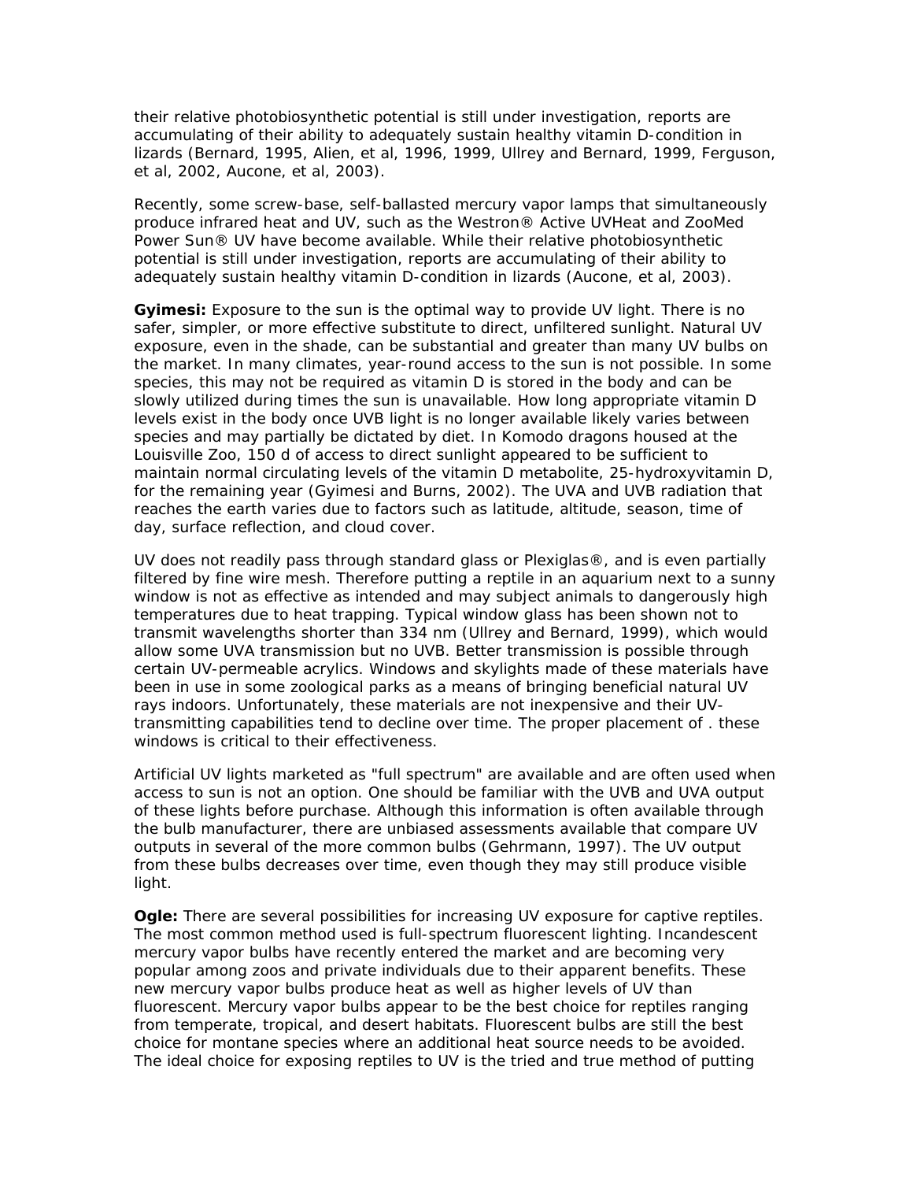their relative photobiosynthetic potential is still under investigation, reports are accumulating of their ability to adequately sustain healthy vitamin D-condition in lizards (Bernard, 1995, Alien, et al, 1996, 1999, Ullrey and Bernard, 1999, Ferguson, et al, 2002, Aucone, et al, 2003).

Recently, some screw-base, self-ballasted mercury vapor lamps that simultaneously produce infrared heat and UV, such as the Westron® Active UVHeat and ZooMed Power Sun® UV have become available. While their relative photobiosynthetic potential is still under investigation, reports are accumulating of their ability to adequately sustain healthy vitamin D-condition in lizards (Aucone, et al, 2003).

**Gyimesi:** Exposure to the sun is the optimal way to provide UV light. There is no safer, simpler, or more effective substitute to direct, unfiltered sunlight. Natural UV exposure, even in the shade, can be substantial and greater than many UV bulbs on the market. In many climates, year-round access to the sun is not possible. In some species, this may not be required as vitamin D is stored in the body and can be slowly utilized during times the sun is unavailable. How long appropriate vitamin D levels exist in the body once UVB light is no longer available likely varies between species and may partially be dictated by diet. In Komodo dragons housed at the Louisville Zoo, 150 d of access to direct sunlight appeared to be sufficient to maintain normal circulating levels of the vitamin D metabolite, 25-hydroxyvitamin D, for the remaining year (Gyimesi and Burns, 2002). The UVA and UVB radiation that reaches the earth varies due to factors such as latitude, altitude, season, time of day, surface reflection, and cloud cover.

UV does not readily pass through standard glass or Plexiglas®, and is even partially filtered by fine wire mesh. Therefore putting a reptile in an aquarium next to a sunny window is not as effective as intended and may subject animals to dangerously high temperatures due to heat trapping. Typical window glass has been shown not to transmit wavelengths shorter than 334 nm (Ullrey and Bernard, 1999), which would allow some UVA transmission but no UVB. Better transmission is possible through certain UV-permeable acrylics. Windows and skylights made of these materials have been in use in some zoological parks as a means of bringing beneficial natural UV rays indoors. Unfortunately, these materials are not inexpensive and their UV-transmitting capabilities tend to decline over time. The proper placement of . these windows is critical to their effectiveness.

Artificial UV lights marketed as "full spectrum" are available and are often used when access to sun is not an option. One should be familiar with the UVB and UVA output of these lights before purchase. Although this information is often available through the bulb manufacturer, there are unbiased assessments available that compare UV outputs in several of the more common bulbs (Gehrmann, 1997). The UV output from these bulbs decreases over time, even though they may still produce visible light.

**Ogle:** There are several possibilities for increasing UV exposure for captive reptiles. The most common method used is full-spectrum fluorescent lighting. Incandescent mercury vapor bulbs have recently entered the market and are becoming very popular among zoos and private individuals due to their apparent benefits. These new mercury vapor bulbs produce heat as well as higher levels of UV than fluorescent. Mercury vapor bulbs appear to be the best choice for reptiles ranging from temperate, tropical, and desert habitats. Fluorescent bulbs are still the best choice for montane species where an additional heat source needs to be avoided. The ideal choice for exposing reptiles to UV is the tried and true method of putting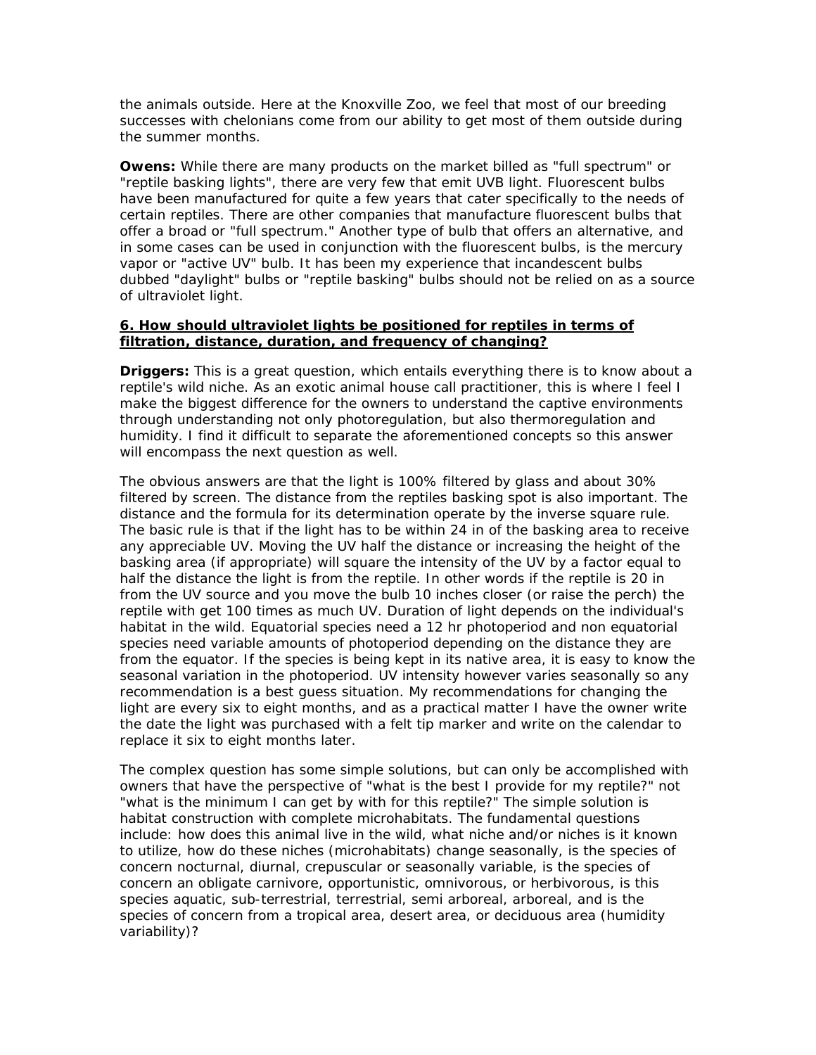the animals outside. Here at the Knoxville Zoo, we feel that most of our breeding successes with chelonians come from our ability to get most of them outside during the summer months.

**Owens:** While there are many products on the market billed as "full spectrum" or "reptile basking lights", there are very few that emit UVB light. Fluorescent bulbs have been manufactured for quite a few years that cater specifically to the needs of certain reptiles. There are other companies that manufacture fluorescent bulbs that offer a broad or "full spectrum." Another type of bulb that offers an alternative, and in some cases can be used in conjunction with the fluorescent bulbs, is the mercury vapor or "active UV" bulb. It has been my experience that incandescent bulbs dubbed "daylight" bulbs or "reptile basking" bulbs should not be relied on as a source of ultraviolet light.

**6. How should ultraviolet lights be positioned for reptiles in terms of filtration, distance, duration, and frequency of changing?**

**Driggers:** This is a great question, which entails everything there is to know about a reptile's wild niche. As an exotic animal house call practitioner, this is where I feel I make the biggest difference for the owners to understand the captive environments through understanding not only photoregulation, but also thermoregulation and humidity. I find it difficult to separate the aforementioned concepts so this answer will encompass the next question as well.

The obvious answers are that the light is 100% filtered by glass and about 30% filtered by screen. The distance from the reptiles basking spot is also important. The distance and the formula for its determination operate by the inverse square rule. The basic rule is that if the light has to be within 24 in of the basking area to receive any appreciable UV. Moving the UV half the distance or increasing the height of the basking area (if appropriate) will square the intensity of the UV by a factor equal to half the distance the light is from the reptile. In other words if the reptile is 20 in from the UV source and you move the bulb 10 inches closer (or raise the perch) the reptile with get 100 times as much UV. Duration of light depends on the individual's habitat in the wild. Equatorial species need a 12 hr photoperiod and non equatorial species need variable amounts of photoperiod depending on the distance they are from the equator. If the species is being kept in its native area, it is easy to know the seasonal variation in the photoperiod. UV intensity however varies seasonally so any recommendation is a best guess situation. My recommendations for changing the light are every six to eight months, and as a practical matter I have the owner write the date the light was purchased with a felt tip marker and write on the calendar to replace it six to eight months later.

The complex question has some simple solutions, but can only be accomplished with owners that have the perspective of "what is the best I provide for my reptile?" not "what is the minimum I can get by with for this reptile?" The simple solution is habitat construction with complete microhabitats. The fundamental questions include: how does this animal live in the wild, what niche and/or niches is it known to utilize, how do these niches (microhabitats) change seasonally, is the species of concern nocturnal, diurnal, crepuscular or seasonally variable, is the species of concern an obligate carnivore, opportunistic, omnivorous, or herbivorous, is this species aquatic, sub-terrestrial, terrestrial, semi arboreal, arboreal, and is the species of concern from a tropical area, desert area, or deciduous area (humidity variability)?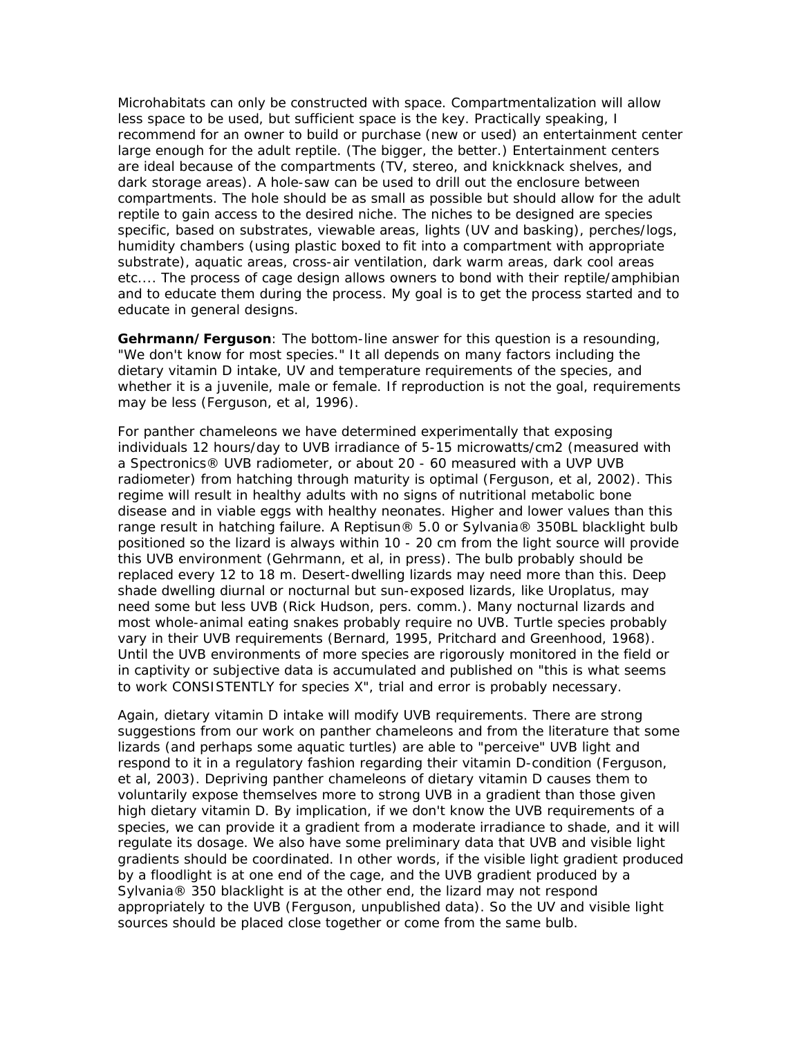Microhabitats can only be constructed with space. Compartmentalization will allow less space to be used, but sufficient space is the key. Practically speaking, I recommend for an owner to build or purchase (new or used) an entertainment center large enough for the adult reptile. (The bigger, the better.) Entertainment centers are ideal because of the compartments (TV, stereo, and knickknack shelves, and dark storage areas). A hole-saw can be used to drill out the enclosure between compartments. The hole should be as small as possible but should allow for the adult reptile to gain access to the desired niche. The niches to be designed are species specific, based on substrates, viewable areas, lights (UV and basking), perches/logs, humidity chambers (using plastic boxed to fit into a compartment with appropriate substrate), aquatic areas, cross-air ventilation, dark warm areas, dark cool areas etc.... The process of cage design allows owners to bond with their reptile/amphibian and to educate them during the process. My goal is to get the process started and to educate in general designs.

**Gehrmann/Ferguson**: The bottom-line answer for this question is a resounding, "We don't know for most species." It all depends on many factors including the dietary vitamin D intake, UV and temperature requirements of the species, and whether it is a juvenile, male or female. If reproduction is not the goal, requirements may be less (Ferguson, et al, 1996).

For panther chameleons we have determined experimentally that exposing individuals 12 hours/day to UVB irradiance of 5-15 microwatts/cm2 (measured with a Spectronics® UVB radiometer, or about 20 - 60 measured with a UVP UVB radiometer) from hatching through maturity is optimal (Ferguson, et al, 2002). This regime will result in healthy adults with no signs of nutritional metabolic bone disease and in viable eggs with healthy neonates. Higher and lower values than this range result in hatching failure. A Reptisun® 5.0 or Sylvania® 350BL blacklight bulb positioned so the lizard is always within 10 - 20 cm from the light source will provide this UVB environment (Gehrmann, et al, in press). The bulb probably should be replaced every 12 to 18 m. Desert-dwelling lizards may need more than this. Deep shade dwelling diurnal or nocturnal but sun-exposed lizards, like Uroplatus, may need some but less UVB (Rick Hudson, pers. comm.). Many nocturnal lizards and most whole-animal eating snakes probably require no UVB. Turtle species probably vary in their UVB requirements (Bernard, 1995, Pritchard and Greenhood, 1968). Until the UVB environments of more species are rigorously monitored in the field or in captivity or subjective data is accumulated and published on "this is what seems to work CONSISTENTLY for species X", trial and error is probably necessary.

Again, dietary vitamin D intake will modify UVB requirements. There are strong suggestions from our work on panther chameleons and from the literature that some lizards (and perhaps some aquatic turtles) are able to "perceive" UVB light and respond to it in a regulatory fashion regarding their vitamin D-condition (Ferguson, et al, 2003). Depriving panther chameleons of dietary vitamin D causes them to voluntarily expose themselves more to strong UVB in a gradient than those given high dietary vitamin D. By implication, if we don't know the UVB requirements of a species, we can provide it a gradient from a moderate irradiance to shade, and it will regulate its dosage. We also have some preliminary data that UVB and visible light gradients should be coordinated. In other words, if the visible light gradient produced by a floodlight is at one end of the cage, and the UVB gradient produced by a Sylvania® 350 blacklight is at the other end, the lizard may not respond appropriately to the UVB (Ferguson, unpublished data). So the UV and visible light sources should be placed close together or come from the same bulb.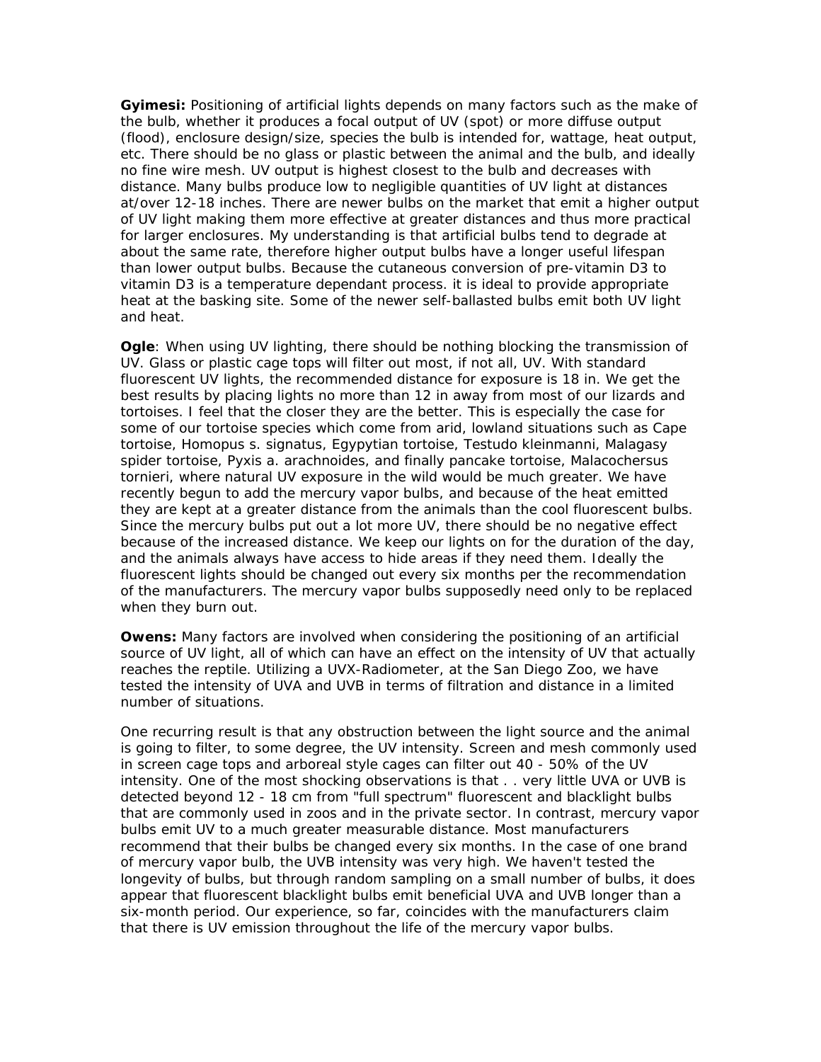**Gyimesi:** Positioning of artificial lights depends on many factors such as the make of the bulb, whether it produces a focal output of UV (spot) or more diffuse output (flood), enclosure design/size, species the bulb is intended for, wattage, heat output, etc. There should be no glass or plastic between the animal and the bulb, and ideally no fine wire mesh. UV output is highest closest to the bulb and decreases with distance. Many bulbs produce low to negligible quantities of UV light at distances at/over 12-18 inches. There are newer bulbs on the market that emit a higher output of UV light making them more effective at greater distances and thus more practical for larger enclosures. My understanding is that artificial bulbs tend to degrade at about the same rate, therefore higher output bulbs have a longer useful lifespan than lower output bulbs. Because the cutaneous conversion of pre-vitamin D3 to vitamin D3 is a temperature dependant process. it is ideal to provide appropriate heat at the basking site. Some of the newer self-ballasted bulbs emit both UV light and heat.

**Ogle**: When using UV lighting, there should be nothing blocking the transmission of UV. Glass or plastic cage tops will filter out most, if not all, UV. With standard fluorescent UV lights, the recommended distance for exposure is 18 in. We get the best results by placing lights no more than 12 in away from most of our lizards and tortoises. I feel that the closer they are the better. This is especially the case for some of our tortoise species which come from arid, lowland situations such as Cape tortoise, Homopus s. signatus, Egypytian tortoise, Testudo kleinmanni, Malagasy spider tortoise, Pyxis a. arachnoides, and finally pancake tortoise, Malacochersus tornieri, where natural UV exposure in the wild would be much greater. We have recently begun to add the mercury vapor bulbs, and because of the heat emitted they are kept at a greater distance from the animals than the cool fluorescent bulbs. Since the mercury bulbs put out a lot more UV, there should be no negative effect because of the increased distance. We keep our lights on for the duration of the day, and the animals always have access to hide areas if they need them. Ideally the fluorescent lights should be changed out every six months per the recommendation of the manufacturers. The mercury vapor bulbs supposedly need only to be replaced when they burn out.

**Owens:** Many factors are involved when considering the positioning of an artificial source of UV light, all of which can have an effect on the intensity of UV that actually reaches the reptile. Utilizing a UVX-Radiometer, at the San Diego Zoo, we have tested the intensity of UVA and UVB in terms of filtration and distance in a limited number of situations.

One recurring result is that any obstruction between the light source and the animal is going to filter, to some degree, the UV intensity. Screen and mesh commonly used in screen cage tops and arboreal style cages can filter out 40 - 50% of the UV intensity. One of the most shocking observations is that . . very little UVA or UVB is detected beyond 12 - 18 cm from "full spectrum" fluorescent and blacklight bulbs that are commonly used in zoos and in the private sector. In contrast, mercury vapor bulbs emit UV to a much greater measurable distance. Most manufacturers recommend that their bulbs be changed every six months. In the case of one brand of mercury vapor bulb, the UVB intensity was very high. We haven't tested the longevity of bulbs, but through random sampling on a small number of bulbs, it does appear that fluorescent blacklight bulbs emit beneficial UVA and UVB longer than a six-month period. Our experience, so far, coincides with the manufacturers claim that there is UV emission throughout the life of the mercury vapor bulbs.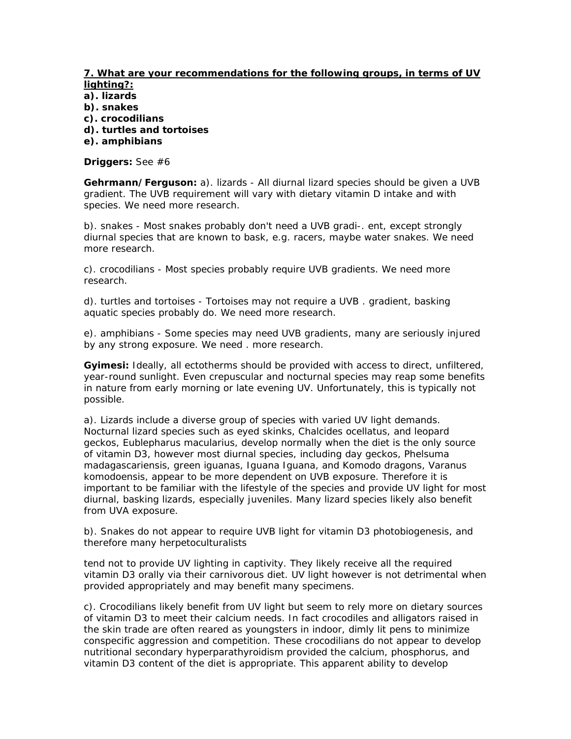**7. What are your recommendations for the following groups, in terms of UV lighting?:**

**a). lizards**
**b). snakes**
**c). crocodilians**
**d). turtles and tortoises**
**e). amphibians**

**Driggers:** See #6

**Gehrmann/Ferguson:** a). lizards - All diurnal lizard species should be given a UVB gradient. The UVB requirement will vary with dietary vitamin D intake and with species. We need more research.

b). snakes - Most snakes probably don't need a UVB gradi-. ent, except strongly diurnal species that are known to bask, e.g. racers, maybe water snakes. We need more research.

c). crocodilians - Most species probably require UVB gradients. We need more research.

d). turtles and tortoises - Tortoises may not require a UVB . gradient, basking aquatic species probably do. We need more research.

e). amphibians - Some species may need UVB gradients, many are seriously injured by any strong exposure. We need . more research.

**Gyimesi:** Ideally, all ectotherms should be provided with access to direct, unfiltered, year-round sunlight. Even crepuscular and nocturnal species may reap some benefits in nature from early morning or late evening UV. Unfortunately, this is typically not possible.

a). Lizards include a diverse group of species with varied UV light demands. Nocturnal lizard species such as eyed skinks, Chalcides ocellatus, and leopard geckos, Eublepharus macularius, develop normally when the diet is the only source of vitamin D3, however most diurnal species, including day geckos, Phelsuma madagascariensis, green iguanas, Iguana Iguana, and Komodo dragons, Varanus komodoensis, appear to be more dependent on UVB exposure. Therefore it is important to be familiar with the lifestyle of the species and provide UV light for most diurnal, basking lizards, especially juveniles. Many lizard species likely also benefit from UVA exposure.

b). Snakes do not appear to require UVB light for vitamin D3 photobiogenesis, and therefore many herpetoculturalists tend not to provide UV lighting in captivity. They likely receive all the required vitamin D3 orally via their carnivorous diet. UV light however is not detrimental when provided appropriately and may benefit many specimens.

c). Crocodilians likely benefit from UV light but seem to rely more on dietary sources of vitamin D3 to meet their calcium needs. In fact crocodiles and alligators raised in the skin trade are often reared as youngsters in indoor, dimly lit pens to minimize conspecific aggression and competition. These crocodilians do not appear to develop nutritional secondary hyperparathyroidism provided the calcium, phosphorus, and vitamin D3 content of the diet is appropriate. This apparent ability to develop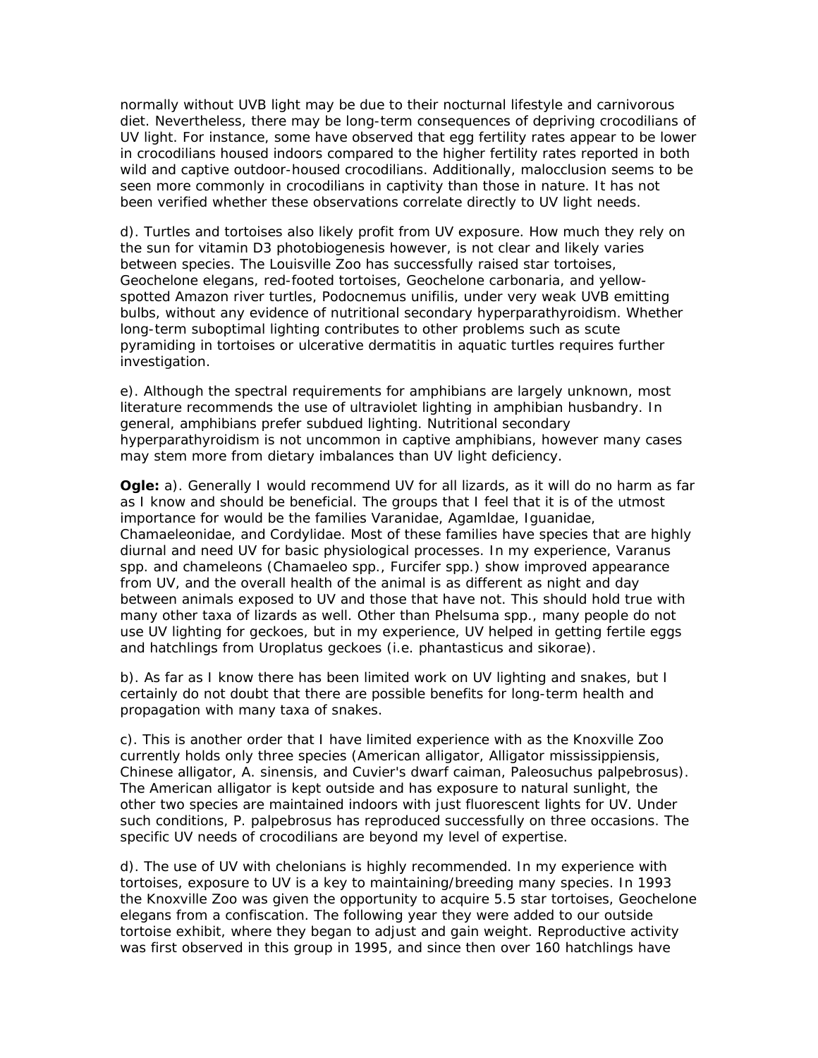normally without UVB light may be due to their nocturnal lifestyle and carnivorous diet. Nevertheless, there may be long-term consequences of depriving crocodilians of UV light. For instance, some have observed that egg fertility rates appear to be lower in crocodilians housed indoors compared to the higher fertility rates reported in both wild and captive outdoor-housed crocodilians. Additionally, malocclusion seems to be seen more commonly in crocodilians in captivity than those in nature. It has not been verified whether these observations correlate directly to UV light needs.

d). Turtles and tortoises also likely profit from UV exposure. How much they rely on the sun for vitamin D3 photobiogenesis however, is not clear and likely varies between species. The Louisville Zoo has successfully raised star tortoises, Geochelone elegans, red-footed tortoises, Geochelone carbonaria, and yellow-spotted Amazon river turtles, Podocnemus unifilis, under very weak UVB emitting bulbs, without any evidence of nutritional secondary hyperparathyroidism. Whether long-term suboptimal lighting contributes to other problems such as scute pyramiding in tortoises or ulcerative dermatitis in aquatic turtles requires further investigation.

e). Although the spectral requirements for amphibians are largely unknown, most literature recommends the use of ultraviolet lighting in amphibian husbandry. In general, amphibians prefer subdued lighting. Nutritional secondary hyperparathyroidism is not uncommon in captive amphibians, however many cases may stem more from dietary imbalances than UV light deficiency.

**Ogle:** a). Generally I would recommend UV for all lizards, as it will do no harm as far as I know and should be beneficial. The groups that I feel that it is of the utmost importance for would be the families Varanidae, Agamldae, Iguanidae, Chamaeleonidae, and Cordylidae. Most of these families have species that are highly diurnal and need UV for basic physiological processes. In my experience, Varanus spp. and chameleons (Chamaeleo spp., Furcifer spp.) show improved appearance from UV, and the overall health of the animal is as different as night and day between animals exposed to UV and those that have not. This should hold true with many other taxa of lizards as well. Other than Phelsuma spp., many people do not use UV lighting for geckoes, but in my experience, UV helped in getting fertile eggs and hatchlings from Uroplatus geckoes (i.e. phantasticus and sikorae).

b). As far as I know there has been limited work on UV lighting and snakes, but I certainly do not doubt that there are possible benefits for long-term health and propagation with many taxa of snakes.

c). This is another order that I have limited experience with as the Knoxville Zoo currently holds only three species (American alligator, Alligator mississippiensis, Chinese alligator, A. sinensis, and Cuvier's dwarf caiman, Paleosuchus palpebrosus). The American alligator is kept outside and has exposure to natural sunlight, the other two species are maintained indoors with just fluorescent lights for UV. Under such conditions, P. palpebrosus has reproduced successfully on three occasions. The specific UV needs of crocodilians are beyond my level of expertise.

d). The use of UV with chelonians is highly recommended. In my experience with tortoises, exposure to UV is a key to maintaining/breeding many species. In 1993 the Knoxville Zoo was given the opportunity to acquire 5.5 star tortoises, Geochelone elegans from a confiscation. The following year they were added to our outside tortoise exhibit, where they began to adjust and gain weight. Reproductive activity was first observed in this group in 1995, and since then over 160 hatchlings have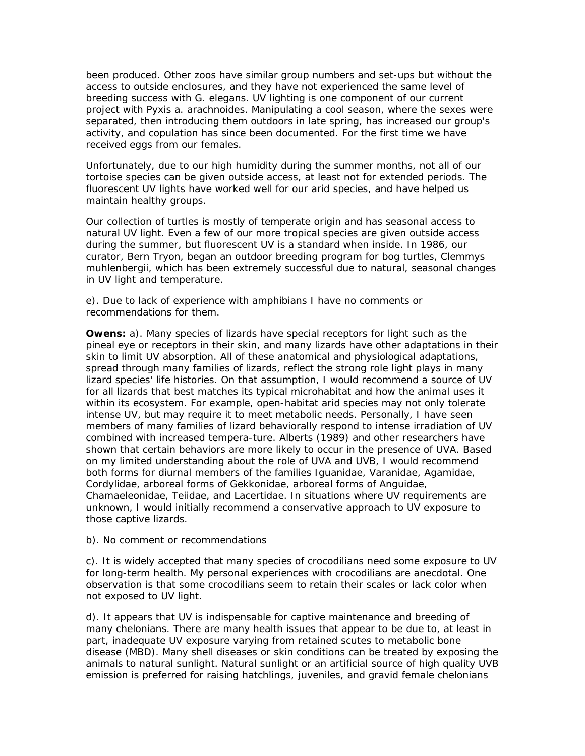been produced. Other zoos have similar group numbers and set-ups but without the access to outside enclosures, and they have not experienced the same level of breeding success with G. elegans. UV lighting is one component of our current project with Pyxis a. arachnoides. Manipulating a cool season, where the sexes were separated, then introducing them outdoors in late spring, has increased our group's activity, and copulation has since been documented. For the first time we have received eggs from our females.

Unfortunately, due to our high humidity during the summer months, not all of our tortoise species can be given outside access, at least not for extended periods. The fluorescent UV lights have worked well for our arid species, and have helped us maintain healthy groups.

Our collection of turtles is mostly of temperate origin and has seasonal access to natural UV light. Even a few of our more tropical species are given outside access during the summer, but fluorescent UV is a standard when inside. In 1986, our curator, Bern Tryon, began an outdoor breeding program for bog turtles, Clemmys muhlenbergii, which has been extremely successful due to natural, seasonal changes in UV light and temperature.

e). Due to lack of experience with amphibians I have no comments or recommendations for them.

**Owens:** a). Many species of lizards have special receptors for light such as the pineal eye or receptors in their skin, and many lizards have other adaptations in their skin to limit UV absorption. All of these anatomical and physiological adaptations, spread through many families of lizards, reflect the strong role light plays in many lizard species' life histories. On that assumption, I would recommend a source of UV for all lizards that best matches its typical microhabitat and how the animal uses it within its ecosystem. For example, open-habitat arid species may not only tolerate intense UV, but may require it to meet metabolic needs. Personally, I have seen members of many families of lizard behaviorally respond to intense irradiation of UV combined with increased tempera-ture. Alberts (1989) and other researchers have shown that certain behaviors are more likely to occur in the presence of UVA. Based on my limited understanding about the role of UVA and UVB, I would recommend both forms for diurnal members of the families Iguanidae, Varanidae, Agamidae, Cordylidae, arboreal forms of Gekkonidae, arboreal forms of Anguidae, Chamaeleonidae, Teiidae, and Lacertidae. In situations where UV requirements are unknown, I would initially recommend a conservative approach to UV exposure to those captive lizards.

b). No comment or recommendations

c). It is widely accepted that many species of crocodilians need some exposure to UV for long-term health. My personal experiences with crocodilians are anecdotal. One observation is that some crocodilians seem to retain their scales or lack color when not exposed to UV light.

d). It appears that UV is indispensable for captive maintenance and breeding of many chelonians. There are many health issues that appear to be due to, at least in part, inadequate UV exposure varying from retained scutes to metabolic bone disease (MBD). Many shell diseases or skin conditions can be treated by exposing the animals to natural sunlight. Natural sunlight or an artificial source of high quality UVB emission is preferred for raising hatchlings, juveniles, and gravid female chelonians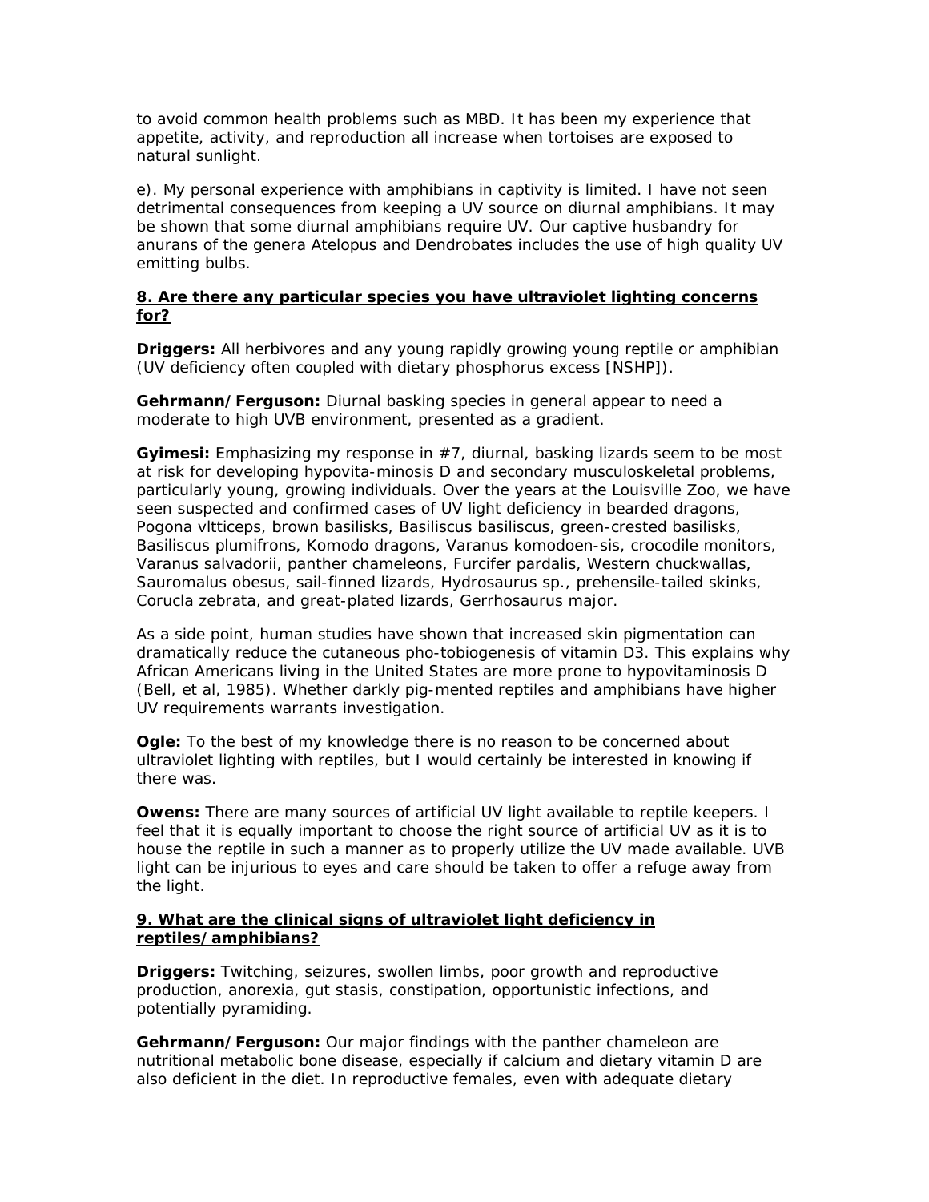to avoid common health problems such as MBD. It has been my experience that appetite, activity, and reproduction all increase when tortoises are exposed to natural sunlight.

e). My personal experience with amphibians in captivity is limited. I have not seen detrimental consequences from keeping a UV source on diurnal amphibians. It may be shown that some diurnal amphibians require UV. Our captive husbandry for anurans of the genera Atelopus and Dendrobates includes the use of high quality UV emitting bulbs.

**8. Are there any particular species you have ultraviolet lighting concerns for?**

**Driggers:** All herbivores and any young rapidly growing young reptile or amphibian (UV deficiency often coupled with dietary phosphorus excess [NSHP]).

**Gehrmann/Ferguson:** Diurnal basking species in general appear to need a moderate to high UVB environment, presented as a gradient.

**Gyimesi:** Emphasizing my response in #7, diurnal, basking lizards seem to be most at risk for developing hypovita-minosis D and secondary musculoskeletal problems, particularly young, growing individuals. Over the years at the Louisville Zoo, we have seen suspected and confirmed cases of UV light deficiency in bearded dragons, Pogona vltticeps, brown basilisks, Basiliscus basiliscus, green-crested basilisks, Basiliscus plumifrons, Komodo dragons, Varanus komodoen-sis, crocodile monitors, Varanus salvadorii, panther chameleons, Furcifer pardalis, Western chuckwallas, Sauromalus obesus, sail-finned lizards, Hydrosaurus sp., prehensile-tailed skinks, Corucla zebrata, and great-plated lizards, Gerrhosaurus major.

As a side point, human studies have shown that increased skin pigmentation can dramatically reduce the cutaneous pho-tobiogenesis of vitamin D3. This explains why African Americans living in the United States are more prone to hypovitaminosis D (Bell, et al, 1985). Whether darkly pig-mented reptiles and amphibians have higher UV requirements warrants investigation.

**Ogle:** To the best of my knowledge there is no reason to be concerned about ultraviolet lighting with reptiles, but I would certainly be interested in knowing if there was.

**Owens:** There are many sources of artificial UV light available to reptile keepers. I feel that it is equally important to choose the right source of artificial UV as it is to house the reptile in such a manner as to properly utilize the UV made available. UVB light can be injurious to eyes and care should be taken to offer a refuge away from the light.

**9. What are the clinical signs of ultraviolet light deficiency in reptiles/amphibians?**

**Driggers:** Twitching, seizures, swollen limbs, poor growth and reproductive production, anorexia, gut stasis, constipation, opportunistic infections, and potentially pyramiding.

**Gehrmann/Ferguson:** Our major findings with the panther chameleon are nutritional metabolic bone disease, especially if calcium and dietary vitamin D are also deficient in the diet. In reproductive females, even with adequate dietary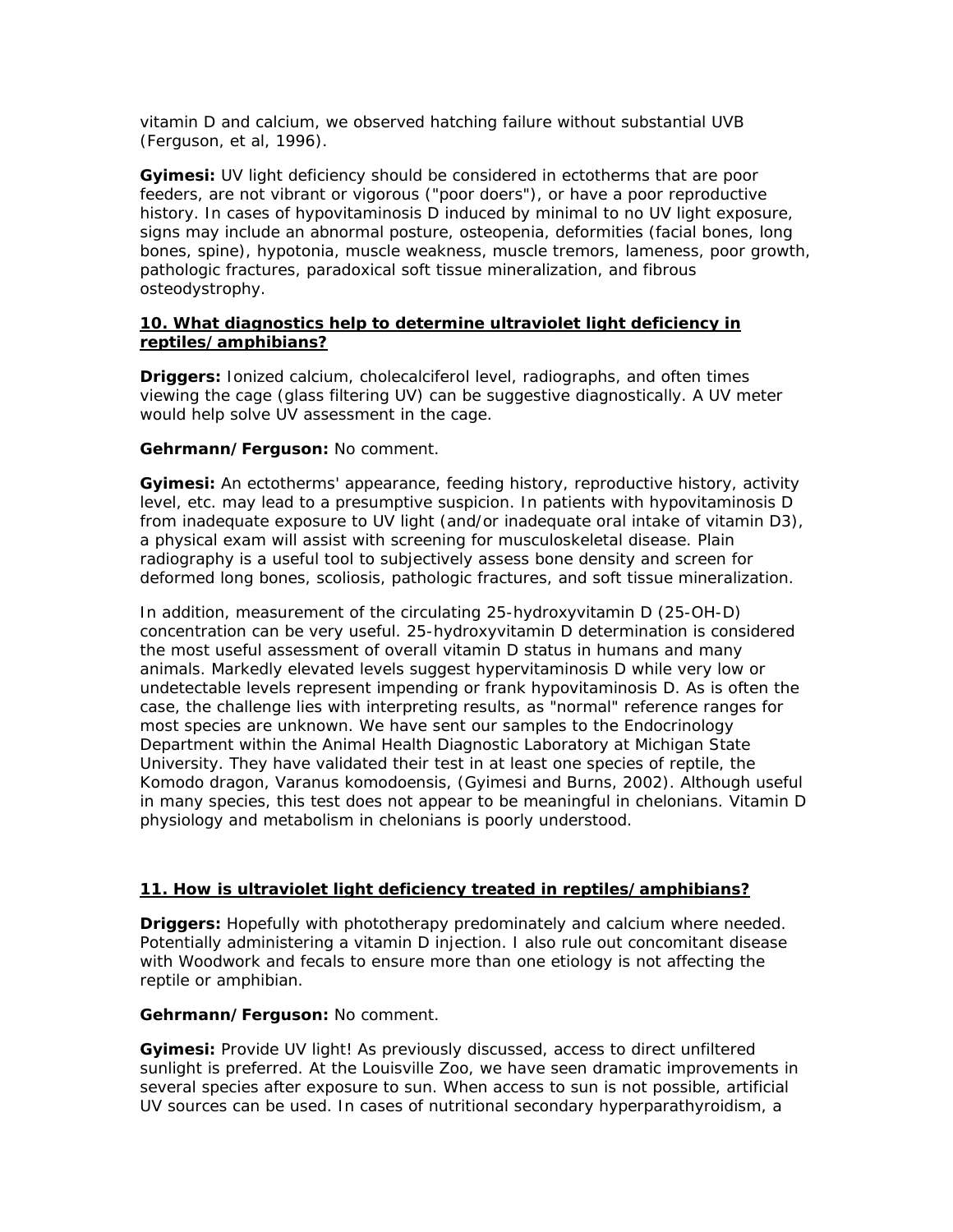vitamin D and calcium, we observed hatching failure without substantial UVB (Ferguson, et al, 1996).

**Gyimesi:** UV light deficiency should be considered in ectotherms that are poor feeders, are not vibrant or vigorous ("poor doers"), or have a poor reproductive history. In cases of hypovitaminosis D induced by minimal to no UV light exposure, signs may include an abnormal posture, osteopenia, deformities (facial bones, long bones, spine), hypotonia, muscle weakness, muscle tremors, lameness, poor growth, pathologic fractures, paradoxical soft tissue mineralization, and fibrous osteodystrophy.

**<u>10. What diagnostics help to determine ultraviolet light deficiency in reptiles/amphibians?</u>**

**Driggers:** Ionized calcium, cholecalciferol level, radiographs, and often times viewing the cage (glass filtering UV) can be suggestive diagnostically. A UV meter would help solve UV assessment in the cage.

**Gehrmann/Ferguson:** No comment.

**Gyimesi:** An ectotherms' appearance, feeding history, reproductive history, activity level, etc. may lead to a presumptive suspicion. In patients with hypovitaminosis D from inadequate exposure to UV light (and/or inadequate oral intake of vitamin D3), a physical exam will assist with screening for musculoskeletal disease. Plain radiography is a useful tool to subjectively assess bone density and screen for deformed long bones, scoliosis, pathologic fractures, and soft tissue mineralization.

In addition, measurement of the circulating 25-hydroxyvitamin D (25-OH-D) concentration can be very useful. 25-hydroxyvitamin D determination is considered the most useful assessment of overall vitamin D status in humans and many animals. Markedly elevated levels suggest hypervitaminosis D while very low or undetectable levels represent impending or frank hypovitaminosis D. As is often the case, the challenge lies with interpreting results, as "normal" reference ranges for most species are unknown. We have sent our samples to the Endocrinology Department within the Animal Health Diagnostic Laboratory at Michigan State University. They have validated their test in at least one species of reptile, the Komodo dragon, Varanus komodoensis, (Gyimesi and Burns, 2002). Although useful in many species, this test does not appear to be meaningful in chelonians. Vitamin D physiology and metabolism in chelonians is poorly understood.

**<u>11. How is ultraviolet light deficiency treated in reptiles/amphibians?</u>**

**Driggers:** Hopefully with phototherapy predominately and calcium where needed. Potentially administering a vitamin D injection. I also rule out concomitant disease with Woodwork and fecals to ensure more than one etiology is not affecting the reptile or amphibian.

**Gehrmann/Ferguson:** No comment.

**Gyimesi:** Provide UV light! As previously discussed, access to direct unfiltered sunlight is preferred. At the Louisville Zoo, we have seen dramatic improvements in several species after exposure to sun. When access to sun is not possible, artificial UV sources can be used. In cases of nutritional secondary hyperparathyroidism, a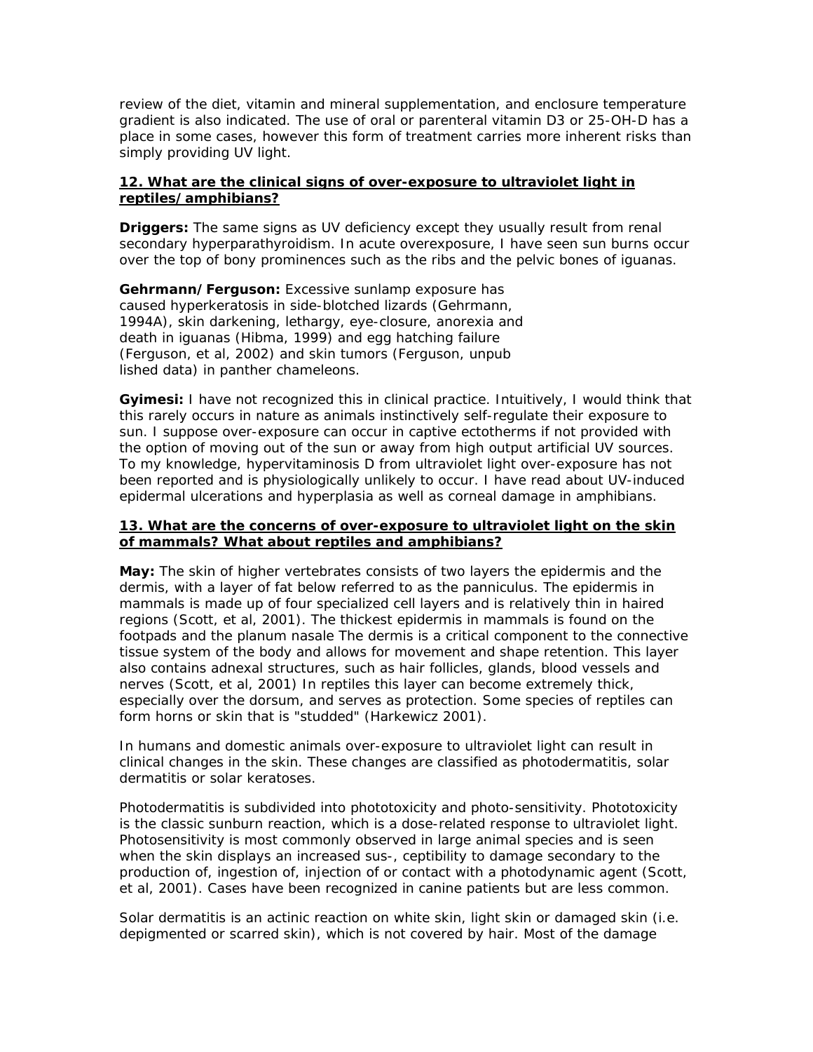review of the diet, vitamin and mineral supplementation, and enclosure temperature gradient is also indicated. The use of oral or parenteral vitamin D3 or 25-OH-D has a place in some cases, however this form of treatment carries more inherent risks than simply providing UV light.

## 12. What are the clinical signs of over-exposure to ultraviolet light in reptiles/amphibians?

**Driggers:** The same signs as UV deficiency except they usually result from renal secondary hyperparathyroidism. In acute overexposure, I have seen sun burns occur over the top of bony prominences such as the ribs and the pelvic bones of iguanas.

**Gehrmann/Ferguson:** Excessive sunlamp exposure has caused hyperkeratosis in side-blotched lizards (Gehrmann, 1994A), skin darkening, lethargy, eye-closure, anorexia and death in iguanas (Hibma, 1999) and egg hatching failure (Ferguson, et al, 2002) and skin tumors (Ferguson, unpub lished data) in panther chameleons.

**Gyimesi:** I have not recognized this in clinical practice. Intuitively, I would think that this rarely occurs in nature as animals instinctively self-regulate their exposure to sun. I suppose over-exposure can occur in captive ectotherms if not provided with the option of moving out of the sun or away from high output artificial UV sources. To my knowledge, hypervitaminosis D from ultraviolet light over-exposure has not been reported and is physiologically unlikely to occur. I have read about UV-induced epidermal ulcerations and hyperplasia as well as corneal damage in amphibians.

## 13. What are the concerns of over-exposure to ultraviolet light on the skin of mammals? What about reptiles and amphibians?

**May:** The skin of higher vertebrates consists of two layers the epidermis and the dermis, with a layer of fat below referred to as the panniculus. The epidermis in mammals is made up of four specialized cell layers and is relatively thin in haired regions (Scott, et al, 2001). The thickest epidermis in mammals is found on the footpads and the planum nasale The dermis is a critical component to the connective tissue system of the body and allows for movement and shape retention. This layer also contains adnexal structures, such as hair follicles, glands, blood vessels and nerves (Scott, et al, 2001) In reptiles this layer can become extremely thick, especially over the dorsum, and serves as protection. Some species of reptiles can form horns or skin that is "studded" (Harkewicz 2001).

In humans and domestic animals over-exposure to ultraviolet light can result in clinical changes in the skin. These changes are classified as photodermatitis, solar dermatitis or solar keratoses.

Photodermatitis is subdivided into phototoxicity and photo-sensitivity. Phototoxicity is the classic sunburn reaction, which is a dose-related response to ultraviolet light. Photosensitivity is most commonly observed in large animal species and is seen when the skin displays an increased sus-, ceptibility to damage secondary to the production of, ingestion of, injection of or contact with a photodynamic agent (Scott, et al, 2001). Cases have been recognized in canine patients but are less common.

Solar dermatitis is an actinic reaction on white skin, light skin or damaged skin (i.e. depigmented or scarred skin), which is not covered by hair. Most of the damage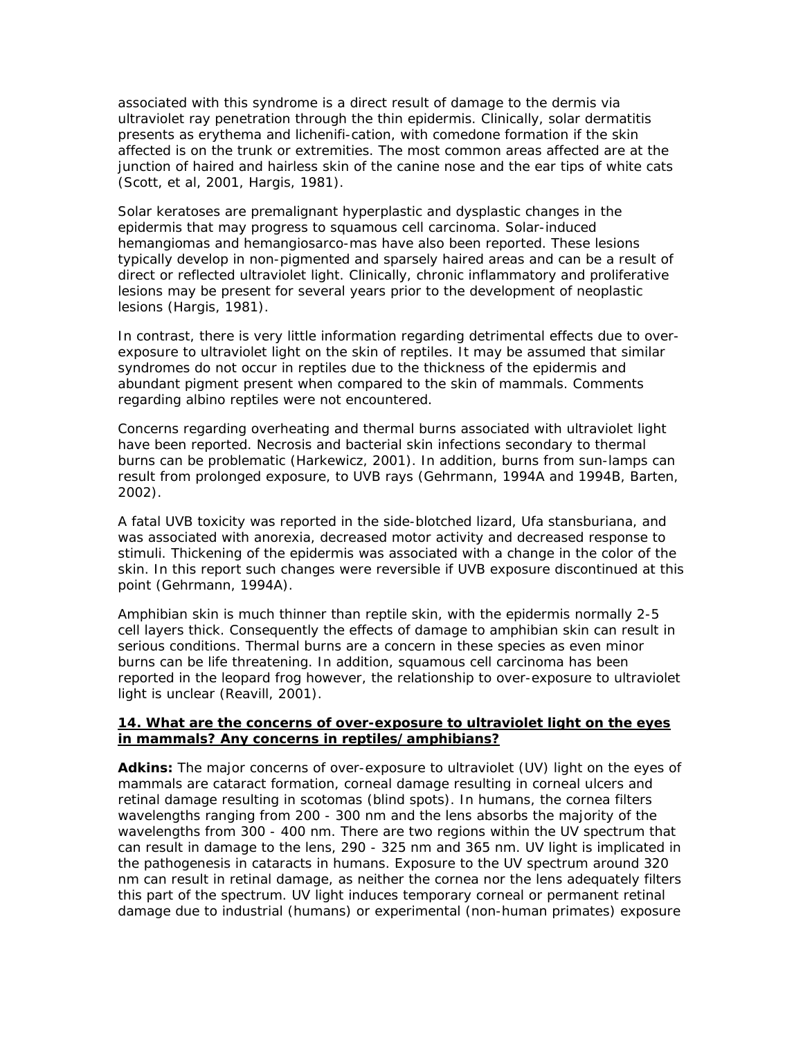associated with this syndrome is a direct result of damage to the dermis via ultraviolet ray penetration through the thin epidermis. Clinically, solar dermatitis presents as erythema and lichenifi-cation, with comedone formation if the skin affected is on the trunk or extremities. The most common areas affected are at the junction of haired and hairless skin of the canine nose and the ear tips of white cats (Scott, et al, 2001, Hargis, 1981).

Solar keratoses are premalignant hyperplastic and dysplastic changes in the epidermis that may progress to squamous cell carcinoma. Solar-induced hemangiomas and hemangiosarco-mas have also been reported. These lesions typically develop in non-pigmented and sparsely haired areas and can be a result of direct or reflected ultraviolet light. Clinically, chronic inflammatory and proliferative lesions may be present for several years prior to the development of neoplastic lesions (Hargis, 1981).

In contrast, there is very little information regarding detrimental effects due to over-exposure to ultraviolet light on the skin of reptiles. It may be assumed that similar syndromes do not occur in reptiles due to the thickness of the epidermis and abundant pigment present when compared to the skin of mammals. Comments regarding albino reptiles were not encountered.

Concerns regarding overheating and thermal burns associated with ultraviolet light have been reported. Necrosis and bacterial skin infections secondary to thermal burns can be problematic (Harkewicz, 2001). In addition, burns from sun-lamps can result from prolonged exposure, to UVB rays (Gehrmann, 1994A and 1994B, Barten, 2002).

A fatal UVB toxicity was reported in the side-blotched lizard, Ufa stansburiana, and was associated with anorexia, decreased motor activity and decreased response to stimuli. Thickening of the epidermis was associated with a change in the color of the skin. In this report such changes were reversible if UVB exposure discontinued at this point (Gehrmann, 1994A).

Amphibian skin is much thinner than reptile skin, with the epidermis normally 2-5 cell layers thick. Consequently the effects of damage to amphibian skin can result in serious conditions. Thermal burns are a concern in these species as even minor burns can be life threatening. In addition, squamous cell carcinoma has been reported in the leopard frog however, the relationship to over-exposure to ultraviolet light is unclear (Reavill, 2001).

**14. What are the concerns of over-exposure to ultraviolet light on the eyes in mammals? Any concerns in reptiles/amphibians?**

**Adkins:** The major concerns of over-exposure to ultraviolet (UV) light on the eyes of mammals are cataract formation, corneal damage resulting in corneal ulcers and retinal damage resulting in scotomas (blind spots). In humans, the cornea filters wavelengths ranging from 200 - 300 nm and the lens absorbs the majority of the wavelengths from 300 - 400 nm. There are two regions within the UV spectrum that can result in damage to the lens, 290 - 325 nm and 365 nm. UV light is implicated in the pathogenesis in cataracts in humans. Exposure to the UV spectrum around 320 nm can result in retinal damage, as neither the cornea nor the lens adequately filters this part of the spectrum. UV light induces temporary corneal or permanent retinal damage due to industrial (humans) or experimental (non-human primates) exposure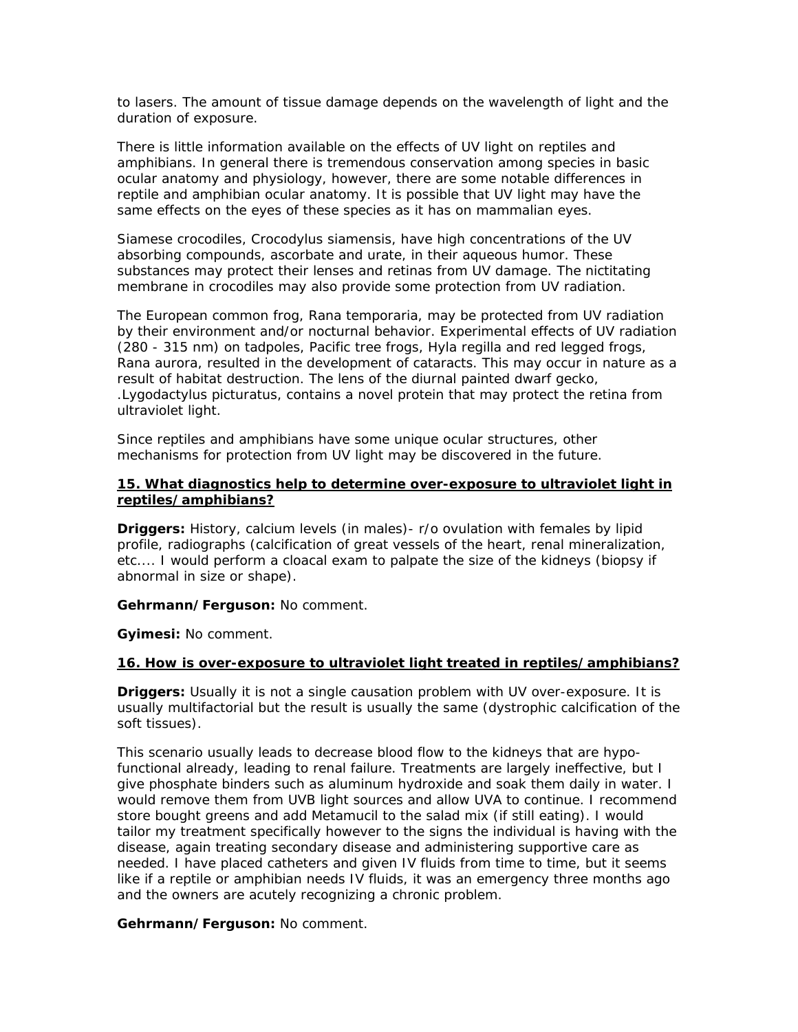to lasers. The amount of tissue damage depends on the wavelength of light and the duration of exposure.

There is little information available on the effects of UV light on reptiles and amphibians. In general there is tremendous conservation among species in basic ocular anatomy and physiology, however, there are some notable differences in reptile and amphibian ocular anatomy. It is possible that UV light may have the same effects on the eyes of these species as it has on mammalian eyes.

Siamese crocodiles, Crocodylus siamensis, have high concentrations of the UV absorbing compounds, ascorbate and urate, in their aqueous humor. These substances may protect their lenses and retinas from UV damage. The nictitating membrane in crocodiles may also provide some protection from UV radiation.

The European common frog, Rana temporaria, may be protected from UV radiation by their environment and/or nocturnal behavior. Experimental effects of UV radiation (280 - 315 nm) on tadpoles, Pacific tree frogs, Hyla regilla and red legged frogs, Rana aurora, resulted in the development of cataracts. This may occur in nature as a result of habitat destruction. The lens of the diurnal painted dwarf gecko, .Lygodactylus picturatus, contains a novel protein that may protect the retina from ultraviolet light.

Since reptiles and amphibians have some unique ocular structures, other mechanisms for protection from UV light may be discovered in the future.

**15. What diagnostics help to determine over-exposure to ultraviolet light in reptiles/amphibians?**

**Driggers:** History, calcium levels (in males)- r/o ovulation with females by lipid profile, radiographs (calcification of great vessels of the heart, renal mineralization, etc.... I would perform a cloacal exam to palpate the size of the kidneys (biopsy if abnormal in size or shape).

**Gehrmann/Ferguson:** No comment.

**Gyimesi:** No comment.

**16. How is over-exposure to ultraviolet light treated in reptiles/amphibians?**

**Driggers:** Usually it is not a single causation problem with UV over-exposure. It is usually multifactorial but the result is usually the same (dystrophic calcification of the soft tissues).

This scenario usually leads to decrease blood flow to the kidneys that are hypo-functional already, leading to renal failure. Treatments are largely ineffective, but I give phosphate binders such as aluminum hydroxide and soak them daily in water. I would remove them from UVB light sources and allow UVA to continue. I recommend store bought greens and add Metamucil to the salad mix (if still eating). I would tailor my treatment specifically however to the signs the individual is having with the disease, again treating secondary disease and administering supportive care as needed. I have placed catheters and given IV fluids from time to time, but it seems like if a reptile or amphibian needs IV fluids, it was an emergency three months ago and the owners are acutely recognizing a chronic problem.

**Gehrmann/Ferguson:** No comment.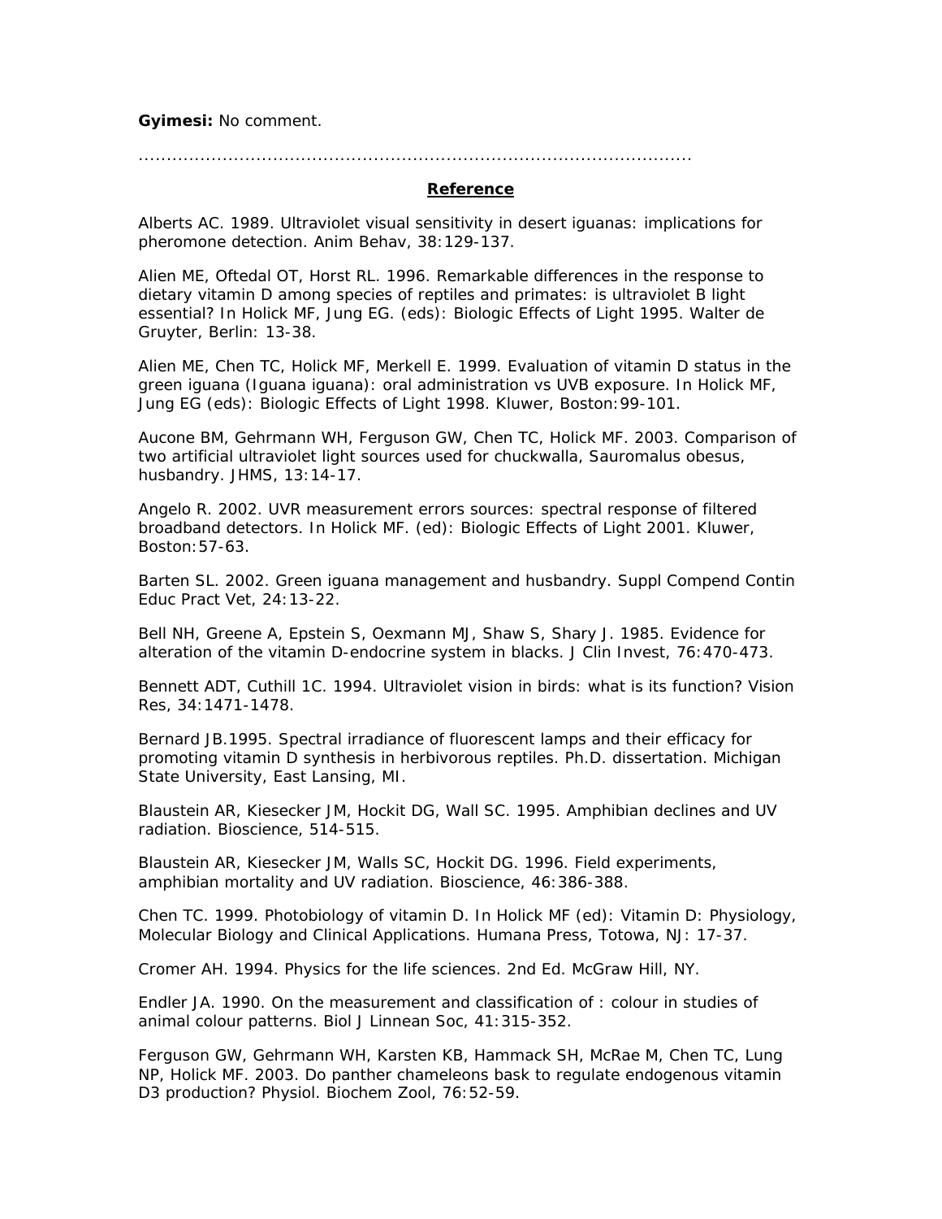**Gyimesi:** No comment.

..............................................................................................

## Reference

Alberts AC. 1989. Ultraviolet visual sensitivity in desert iguanas: implications for pheromone detection. Anim Behav, 38:129-137.

Alien ME, Oftedal OT, Horst RL. 1996. Remarkable differences in the response to dietary vitamin D among species of reptiles and primates: is ultraviolet B light essential? In Holick MF, Jung EG. (eds): Biologic Effects of Light 1995. Walter de Gruyter, Berlin: 13-38.

Alien ME, Chen TC, Holick MF, Merkell E. 1999. Evaluation of vitamin D status in the green iguana (Iguana iguana): oral administration vs UVB exposure. In Holick MF, Jung EG (eds): Biologic Effects of Light 1998. Kluwer, Boston:99-101.

Aucone BM, Gehrmann WH, Ferguson GW, Chen TC, Holick MF. 2003. Comparison of two artificial ultraviolet light sources used for chuckwalla, Sauromalus obesus, husbandry. JHMS, 13:14-17.

Angelo R. 2002. UVR measurement errors sources: spectral response of filtered broadband detectors. In Holick MF. (ed): Biologic Effects of Light 2001. Kluwer, Boston:57-63.

Barten SL. 2002. Green iguana management and husbandry. Suppl Compend Contin Educ Pract Vet, 24:13-22.

Bell NH, Greene A, Epstein S, Oexmann MJ, Shaw S, Shary J. 1985. Evidence for alteration of the vitamin D-endocrine system in blacks. J Clin Invest, 76:470-473.

Bennett ADT, Cuthill 1C. 1994. Ultraviolet vision in birds: what is its function? Vision Res, 34:1471-1478.

Bernard JB.1995. Spectral irradiance of fluorescent lamps and their efficacy for promoting vitamin D synthesis in herbivorous reptiles. Ph.D. dissertation. Michigan State University, East Lansing, MI.

Blaustein AR, Kiesecker JM, Hockit DG, Wall SC. 1995. Amphibian declines and UV radiation. Bioscience, 514-515.

Blaustein AR, Kiesecker JM, Walls SC, Hockit DG. 1996. Field experiments, amphibian mortality and UV radiation. Bioscience, 46:386-388.

Chen TC. 1999. Photobiology of vitamin D. In Holick MF (ed): Vitamin D: Physiology, Molecular Biology and Clinical Applications. Humana Press, Totowa, NJ: 17-37.

Cromer AH. 1994. Physics for the life sciences. 2nd Ed. McGraw Hill, NY.

Endler JA. 1990. On the measurement and classification of : colour in studies of animal colour patterns. Biol J Linnean Soc, 41:315-352.

Ferguson GW, Gehrmann WH, Karsten KB, Hammack SH, McRae M, Chen TC, Lung NP, Holick MF. 2003. Do panther chameleons bask to regulate endogenous vitamin D3 production? Physiol. Biochem Zool, 76:52-59.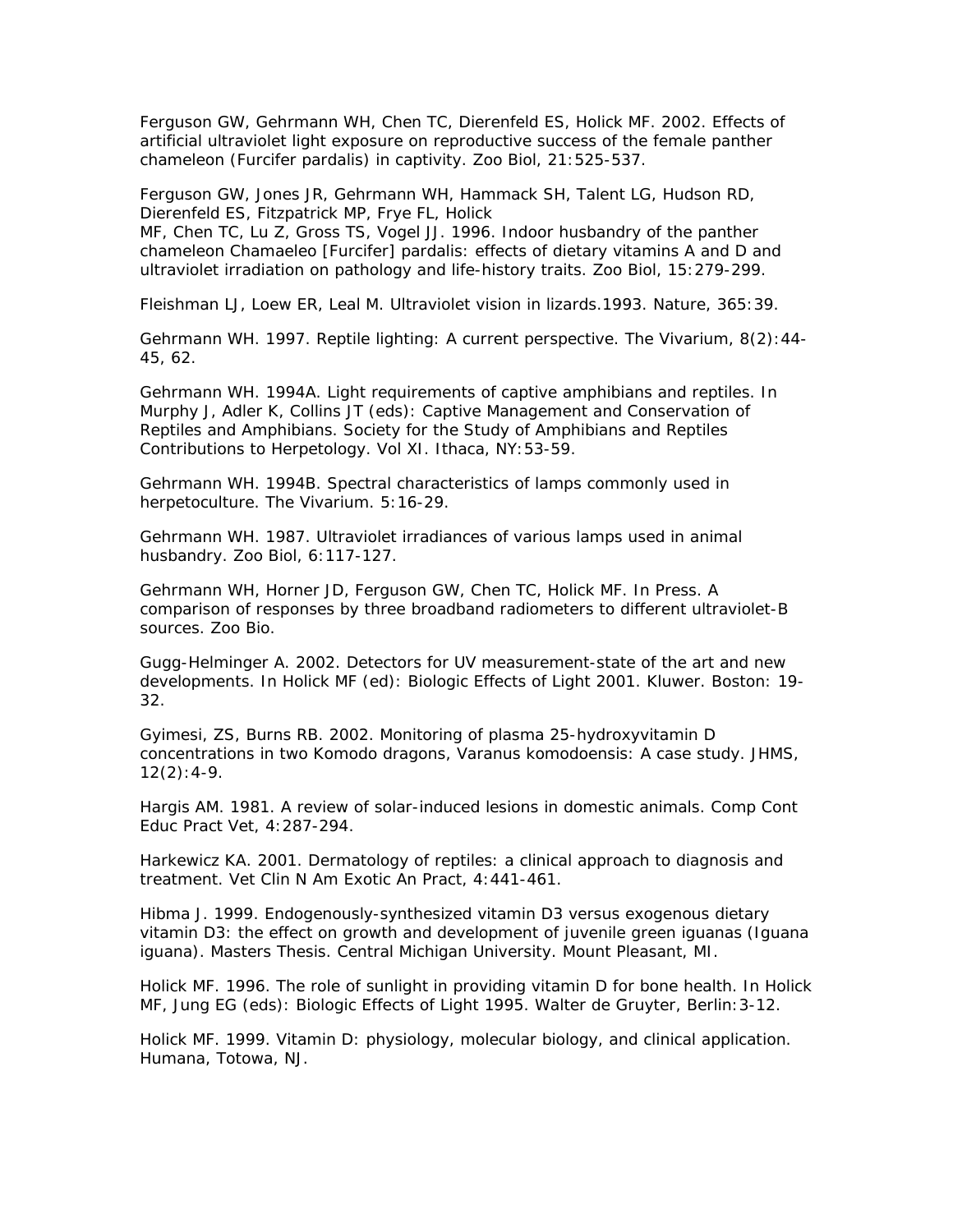Ferguson GW, Gehrmann WH, Chen TC, Dierenfeld ES, Holick MF. 2002. Effects of artificial ultraviolet light exposure on reproductive success of the female panther chameleon (Furcifer pardalis) in captivity. Zoo Biol, 21:525-537.

Ferguson GW, Jones JR, Gehrmann WH, Hammack SH, Talent LG, Hudson RD, Dierenfeld ES, Fitzpatrick MP, Frye FL, Holick MF, Chen TC, Lu Z, Gross TS, Vogel JJ. 1996. Indoor husbandry of the panther chameleon Chamaeleo [Furcifer] pardalis: effects of dietary vitamins A and D and ultraviolet irradiation on pathology and life-history traits. Zoo Biol, 15:279-299.

Fleishman LJ, Loew ER, Leal M. Ultraviolet vision in lizards.1993. Nature, 365:39.

Gehrmann WH. 1997. Reptile lighting: A current perspective. The Vivarium, 8(2):44-45, 62.

Gehrmann WH. 1994A. Light requirements of captive amphibians and reptiles. In Murphy J, Adler K, Collins JT (eds): Captive Management and Conservation of Reptiles and Amphibians. Society for the Study of Amphibians and Reptiles Contributions to Herpetology. Vol XI. Ithaca, NY:53-59.

Gehrmann WH. 1994B. Spectral characteristics of lamps commonly used in herpetoculture. The Vivarium. 5:16-29.

Gehrmann WH. 1987. Ultraviolet irradiances of various lamps used in animal husbandry. Zoo Biol, 6:117-127.

Gehrmann WH, Horner JD, Ferguson GW, Chen TC, Holick MF. In Press. A comparison of responses by three broadband radiometers to different ultraviolet-B sources. Zoo Bio.

Gugg-Helminger A. 2002. Detectors for UV measurement-state of the art and new developments. In Holick MF (ed): Biologic Effects of Light 2001. Kluwer. Boston: 19-32.

Gyimesi, ZS, Burns RB. 2002. Monitoring of plasma 25-hydroxyvitamin D concentrations in two Komodo dragons, Varanus komodoensis: A case study. JHMS, 12(2):4-9.

Hargis AM. 1981. A review of solar-induced lesions in domestic animals. Comp Cont Educ Pract Vet, 4:287-294.

Harkewicz KA. 2001. Dermatology of reptiles: a clinical approach to diagnosis and treatment. Vet Clin N Am Exotic An Pract, 4:441-461.

Hibma J. 1999. Endogenously-synthesized vitamin D3 versus exogenous dietary vitamin D3: the effect on growth and development of juvenile green iguanas (Iguana iguana). Masters Thesis. Central Michigan University. Mount Pleasant, MI.

Holick MF. 1996. The role of sunlight in providing vitamin D for bone health. In Holick MF, Jung EG (eds): Biologic Effects of Light 1995. Walter de Gruyter, Berlin:3-12.

Holick MF. 1999. Vitamin D: physiology, molecular biology, and clinical application. Humana, Totowa, NJ.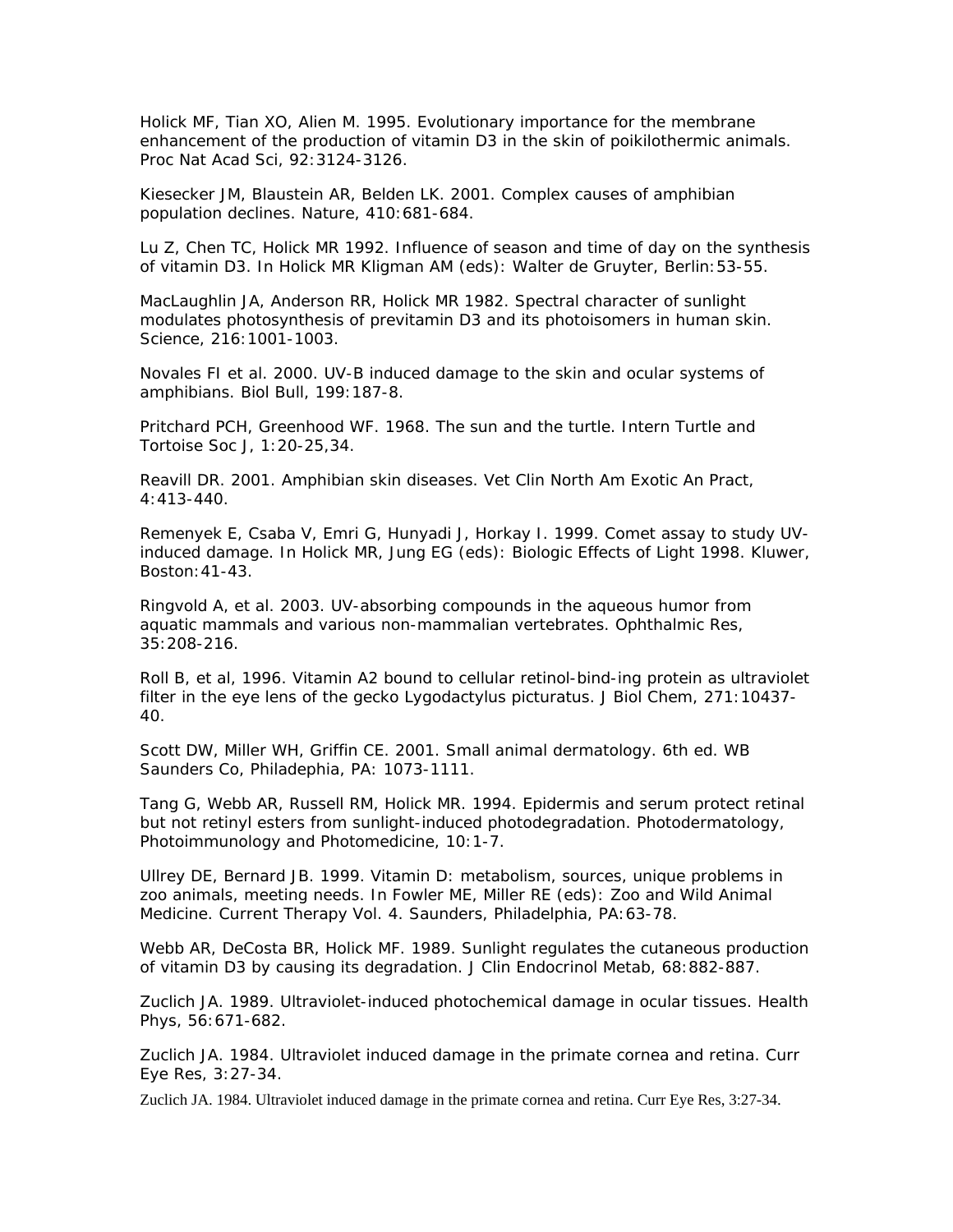Holick MF, Tian XO, Alien M. 1995. Evolutionary importance for the membrane enhancement of the production of vitamin D3 in the skin of poikilothermic animals. Proc Nat Acad Sci, 92:3124-3126.

Kiesecker JM, Blaustein AR, Belden LK. 2001. Complex causes of amphibian population declines. Nature, 410:681-684.

Lu Z, Chen TC, Holick MR 1992. Influence of season and time of day on the synthesis of vitamin D3. In Holick MR Kligman AM (eds): Walter de Gruyter, Berlin:53-55.

MacLaughlin JA, Anderson RR, Holick MR 1982. Spectral character of sunlight modulates photosynthesis of previtamin D3 and its photoisomers in human skin. Science, 216:1001-1003.

Novales FI et al. 2000. UV-B induced damage to the skin and ocular systems of amphibians. Biol Bull, 199:187-8.

Pritchard PCH, Greenhood WF. 1968. The sun and the turtle. Intern Turtle and Tortoise Soc J, 1:20-25,34.

Reavill DR. 2001. Amphibian skin diseases. Vet Clin North Am Exotic An Pract, 4:413-440.

Remenyek E, Csaba V, Emri G, Hunyadi J, Horkay I. 1999. Comet assay to study UV-induced damage. In Holick MR, Jung EG (eds): Biologic Effects of Light 1998. Kluwer, Boston:41-43.

Ringvold A, et al. 2003. UV-absorbing compounds in the aqueous humor from aquatic mammals and various non-mammalian vertebrates. Ophthalmic Res, 35:208-216.

Roll B, et al, 1996. Vitamin A2 bound to cellular retinol-bind-ing protein as ultraviolet filter in the eye lens of the gecko Lygodactylus picturatus. J Biol Chem, 271:10437-40.

Scott DW, Miller WH, Griffin CE. 2001. Small animal dermatology. 6th ed. WB Saunders Co, Philadephia, PA: 1073-1111.

Tang G, Webb AR, Russell RM, Holick MR. 1994. Epidermis and serum protect retinal but not retinyl esters from sunlight-induced photodegradation. Photodermatology, Photoimmunology and Photomedicine, 10:1-7.

Ullrey DE, Bernard JB. 1999. Vitamin D: metabolism, sources, unique problems in zoo animals, meeting needs. In Fowler ME, Miller RE (eds): Zoo and Wild Animal Medicine. Current Therapy Vol. 4. Saunders, Philadelphia, PA:63-78.

Webb AR, DeCosta BR, Holick MF. 1989. Sunlight regulates the cutaneous production of vitamin D3 by causing its degradation. J Clin Endocrinol Metab, 68:882-887.

Zuclich JA. 1989. Ultraviolet-induced photochemical damage in ocular tissues. Health Phys, 56:671-682.

Zuclich JA. 1984. Ultraviolet induced damage in the primate cornea and retina. Curr Eye Res, 3:27-34.

Zuclich JA. 1984. Ultraviolet induced damage in the primate cornea and retina. Curr Eye Res, 3:27-34.